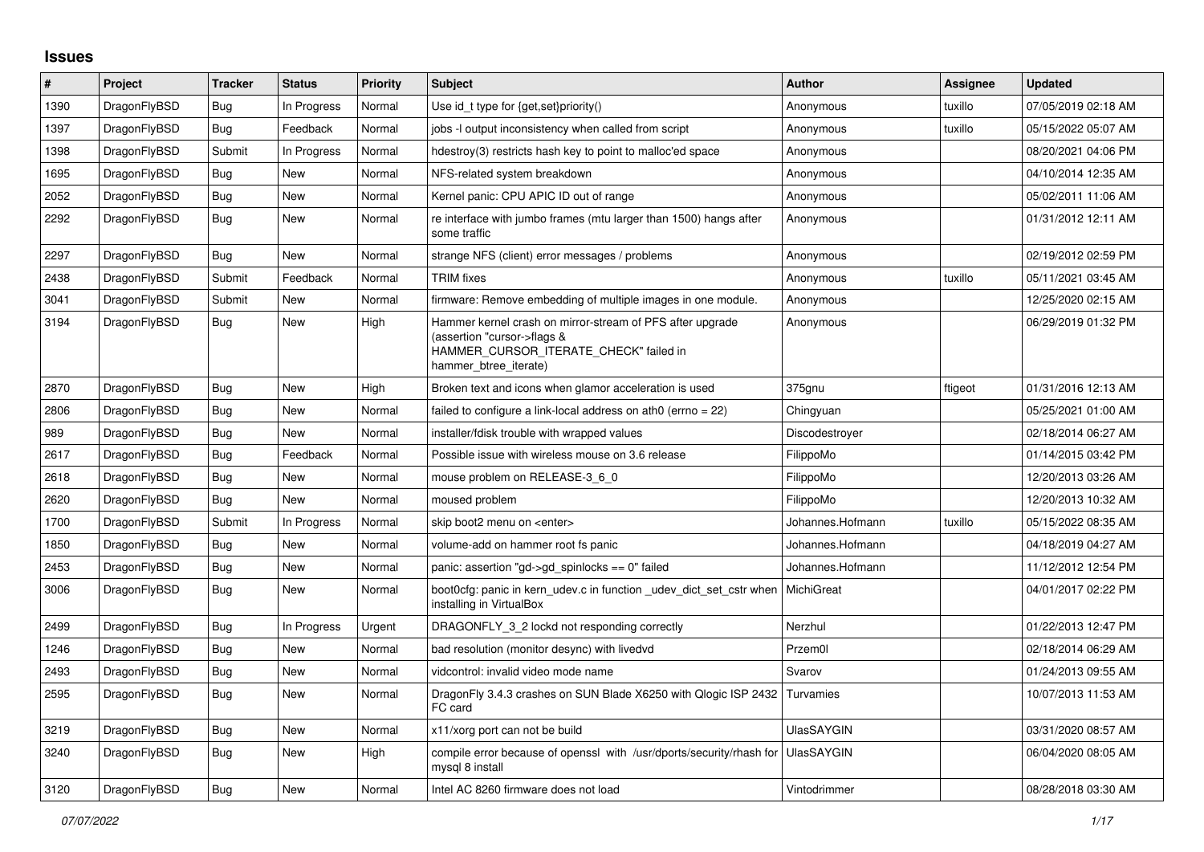## Issues

| # | Project | Tracker | Status | Priority | Subject | Author | Assignee | Updated |
|---|---|---|---|---|---|---|---|---|
| 1390 | DragonFlyBSD | Bug | In Progress | Normal | Use id_t type for {get,set}priority() | Anonymous | tuxillo | 07/05/2019 02:18 AM |
| 1397 | DragonFlyBSD | Bug | Feedback | Normal | jobs -l output inconsistency when called from script | Anonymous | tuxillo | 05/15/2022 05:07 AM |
| 1398 | DragonFlyBSD | Submit | In Progress | Normal | hdestroy(3) restricts hash key to point to malloc'ed space | Anonymous | | 08/20/2021 04:06 PM |
| 1695 | DragonFlyBSD | Bug | New | Normal | NFS-related system breakdown | Anonymous | | 04/10/2014 12:35 AM |
| 2052 | DragonFlyBSD | Bug | New | Normal | Kernel panic: CPU APIC ID out of range | Anonymous | | 05/02/2011 11:06 AM |
| 2292 | DragonFlyBSD | Bug | New | Normal | re interface with jumbo frames (mtu larger than 1500) hangs after some traffic | Anonymous | | 01/31/2012 12:11 AM |
| 2297 | DragonFlyBSD | Bug | New | Normal | strange NFS (client) error messages / problems | Anonymous | | 02/19/2012 02:59 PM |
| 2438 | DragonFlyBSD | Submit | Feedback | Normal | TRIM fixes | Anonymous | tuxillo | 05/11/2021 03:45 AM |
| 3041 | DragonFlyBSD | Submit | New | Normal | firmware: Remove embedding of multiple images in one module. | Anonymous | | 12/25/2020 02:15 AM |
| 3194 | DragonFlyBSD | Bug | New | High | Hammer kernel crash on mirror-stream of PFS after upgrade (assertion "cursor->flags & HAMMER_CURSOR_ITERATE_CHECK" failed in hammer_btree_iterate) | Anonymous | | 06/29/2019 01:32 PM |
| 2870 | DragonFlyBSD | Bug | New | High | Broken text and icons when glamor acceleration is used | 375gnu | ftigeot | 01/31/2016 12:13 AM |
| 2806 | DragonFlyBSD | Bug | New | Normal | failed to configure a link-local address on ath0 (errno = 22) | Chingyuan | | 05/25/2021 01:00 AM |
| 989 | DragonFlyBSD | Bug | New | Normal | installer/fdisk trouble with wrapped values | Discodestroyer | | 02/18/2014 06:27 AM |
| 2617 | DragonFlyBSD | Bug | Feedback | Normal | Possible issue with wireless mouse on 3.6 release | FilippoMo | | 01/14/2015 03:42 PM |
| 2618 | DragonFlyBSD | Bug | New | Normal | mouse problem on RELEASE-3_6_0 | FilippoMo | | 12/20/2013 03:26 AM |
| 2620 | DragonFlyBSD | Bug | New | Normal | moused problem | FilippoMo | | 12/20/2013 10:32 AM |
| 1700 | DragonFlyBSD | Submit | In Progress | Normal | skip boot2 menu on <enter> | Johannes.Hofmann | tuxillo | 05/15/2022 08:35 AM |
| 1850 | DragonFlyBSD | Bug | New | Normal | volume-add on hammer root fs panic | Johannes.Hofmann | | 04/18/2019 04:27 AM |
| 2453 | DragonFlyBSD | Bug | New | Normal | panic: assertion "gd->gd_spinlocks == 0" failed | Johannes.Hofmann | | 11/12/2012 12:54 PM |
| 3006 | DragonFlyBSD | Bug | New | Normal | boot0cfg: panic in kern_udev.c in function _udev_dict_set_cstr when installing in VirtualBox | MichiGreat | | 04/01/2017 02:22 PM |
| 2499 | DragonFlyBSD | Bug | In Progress | Urgent | DRAGONFLY_3_2 lockd not responding correctly | Nerzhul | | 01/22/2013 12:47 PM |
| 1246 | DragonFlyBSD | Bug | New | Normal | bad resolution (monitor desync) with livedvd | Przem0l | | 02/18/2014 06:29 AM |
| 2493 | DragonFlyBSD | Bug | New | Normal | vidcontrol: invalid video mode name | Svarov | | 01/24/2013 09:55 AM |
| 2595 | DragonFlyBSD | Bug | New | Normal | DragonFly 3.4.3 crashes on SUN Blade X6250 with Qlogic ISP 2432 FC card | Turvamies | | 10/07/2013 11:53 AM |
| 3219 | DragonFlyBSD | Bug | New | Normal | x11/xorg port can not be build | UlasSAYGIN | | 03/31/2020 08:57 AM |
| 3240 | DragonFlyBSD | Bug | New | High | compile error because of openssl with /usr/dports/security/rhash for mysql 8 install | UlasSAYGIN | | 06/04/2020 08:05 AM |
| 3120 | DragonFlyBSD | Bug | New | Normal | Intel AC 8260 firmware does not load | Vintodrimmer | | 08/28/2018 03:30 AM |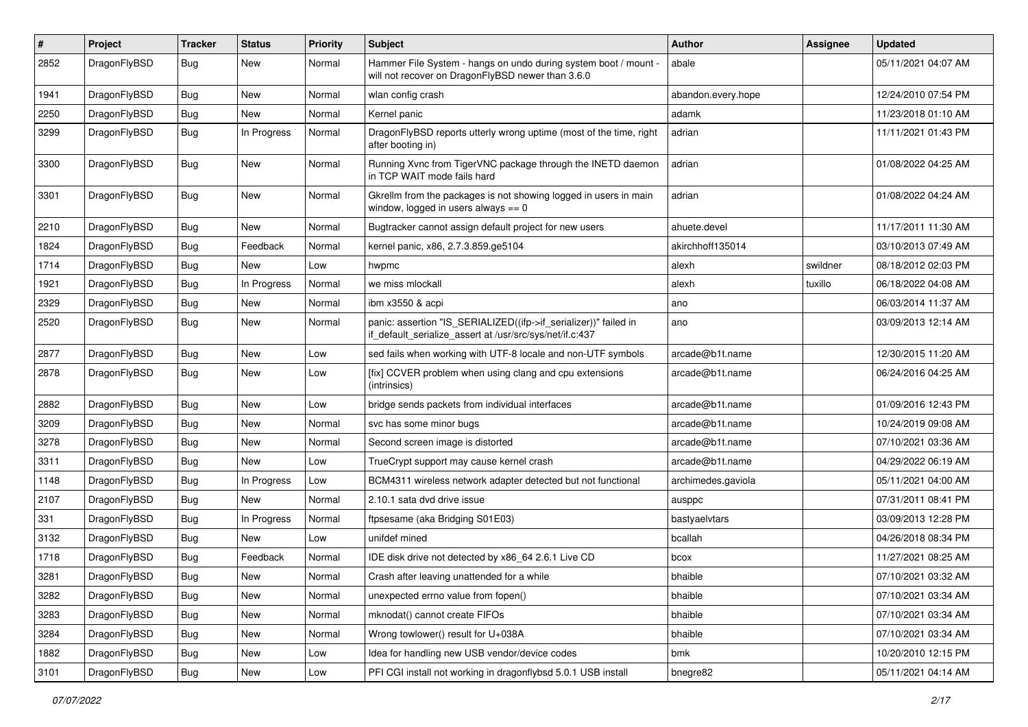| # | Project | Tracker | Status | Priority | Subject | Author | Assignee | Updated |
|---|---|---|---|---|---|---|---|---|
| 2852 | DragonFlyBSD | Bug | New | Normal | Hammer File System - hangs on undo during system boot / mount - will not recover on DragonFlyBSD newer than 3.6.0 | abale | | 05/11/2021 04:07 AM |
| 1941 | DragonFlyBSD | Bug | New | Normal | wlan config crash | abandon.every.hope | | 12/24/2010 07:54 PM |
| 2250 | DragonFlyBSD | Bug | New | Normal | Kernel panic | adamk | | 11/23/2018 01:10 AM |
| 3299 | DragonFlyBSD | Bug | In Progress | Normal | DragonFlyBSD reports utterly wrong uptime (most of the time, right after booting in) | adrian | | 11/11/2021 01:43 PM |
| 3300 | DragonFlyBSD | Bug | New | Normal | Running Xvnc from TigerVNC package through the INETD daemon in TCP WAIT mode fails hard | adrian | | 01/08/2022 04:25 AM |
| 3301 | DragonFlyBSD | Bug | New | Normal | Gkrellm from the packages is not showing logged in users in main window, logged in users always == 0 | adrian | | 01/08/2022 04:24 AM |
| 2210 | DragonFlyBSD | Bug | New | Normal | Bugtracker cannot assign default project for new users | ahuete.devel | | 11/17/2011 11:30 AM |
| 1824 | DragonFlyBSD | Bug | Feedback | Normal | kernel panic, x86, 2.7.3.859.ge5104 | akirchhoff135014 | | 03/10/2013 07:49 AM |
| 1714 | DragonFlyBSD | Bug | New | Low | hwpmc | alexh | swildner | 08/18/2012 02:03 PM |
| 1921 | DragonFlyBSD | Bug | In Progress | Normal | we miss mlockall | alexh | tuxillo | 06/18/2022 04:08 AM |
| 2329 | DragonFlyBSD | Bug | New | Normal | ibm x3550 & acpi | ano | | 06/03/2014 11:37 AM |
| 2520 | DragonFlyBSD | Bug | New | Normal | panic: assertion "IS_SERIALIZED((ifp->if_serializer))" failed in if_default_serialize_assert at /usr/src/sys/net/if.c:437 | ano | | 03/09/2013 12:14 AM |
| 2877 | DragonFlyBSD | Bug | New | Low | sed fails when working with UTF-8 locale and non-UTF symbols | arcade@b1t.name | | 12/30/2015 11:20 AM |
| 2878 | DragonFlyBSD | Bug | New | Low | [fix] CCVER problem when using clang and cpu extensions (intrinsics) | arcade@b1t.name | | 06/24/2016 04:25 AM |
| 2882 | DragonFlyBSD | Bug | New | Low | bridge sends packets from individual interfaces | arcade@b1t.name | | 01/09/2016 12:43 PM |
| 3209 | DragonFlyBSD | Bug | New | Normal | svc has some minor bugs | arcade@b1t.name | | 10/24/2019 09:08 AM |
| 3278 | DragonFlyBSD | Bug | New | Normal | Second screen image is distorted | arcade@b1t.name | | 07/10/2021 03:36 AM |
| 3311 | DragonFlyBSD | Bug | New | Low | TrueCrypt support may cause kernel crash | arcade@b1t.name | | 04/29/2022 06:19 AM |
| 1148 | DragonFlyBSD | Bug | In Progress | Low | BCM4311 wireless network adapter detected but not functional | archimedes.gaviola | | 05/11/2021 04:00 AM |
| 2107 | DragonFlyBSD | Bug | New | Normal | 2.10.1 sata dvd drive issue | ausppc | | 07/31/2011 08:41 PM |
| 331 | DragonFlyBSD | Bug | In Progress | Normal | ftpsesame (aka Bridging S01E03) | bastyaelvtars | | 03/09/2013 12:28 PM |
| 3132 | DragonFlyBSD | Bug | New | Low | unifdef mined | bcallah | | 04/26/2018 08:34 PM |
| 1718 | DragonFlyBSD | Bug | Feedback | Normal | IDE disk drive not detected by x86_64 2.6.1 Live CD | bcox | | 11/27/2021 08:25 AM |
| 3281 | DragonFlyBSD | Bug | New | Normal | Crash after leaving unattended for a while | bhaible | | 07/10/2021 03:32 AM |
| 3282 | DragonFlyBSD | Bug | New | Normal | unexpected errno value from fopen() | bhaible | | 07/10/2021 03:34 AM |
| 3283 | DragonFlyBSD | Bug | New | Normal | mknodat() cannot create FIFOs | bhaible | | 07/10/2021 03:34 AM |
| 3284 | DragonFlyBSD | Bug | New | Normal | Wrong towlower() result for U+038A | bhaible | | 07/10/2021 03:34 AM |
| 1882 | DragonFlyBSD | Bug | New | Low | Idea for handling new USB vendor/device codes | bmk | | 10/20/2010 12:15 PM |
| 3101 | DragonFlyBSD | Bug | New | Low | PFI CGI install not working in dragonflybsd 5.0.1 USB install | bnegre82 | | 05/11/2021 04:14 AM |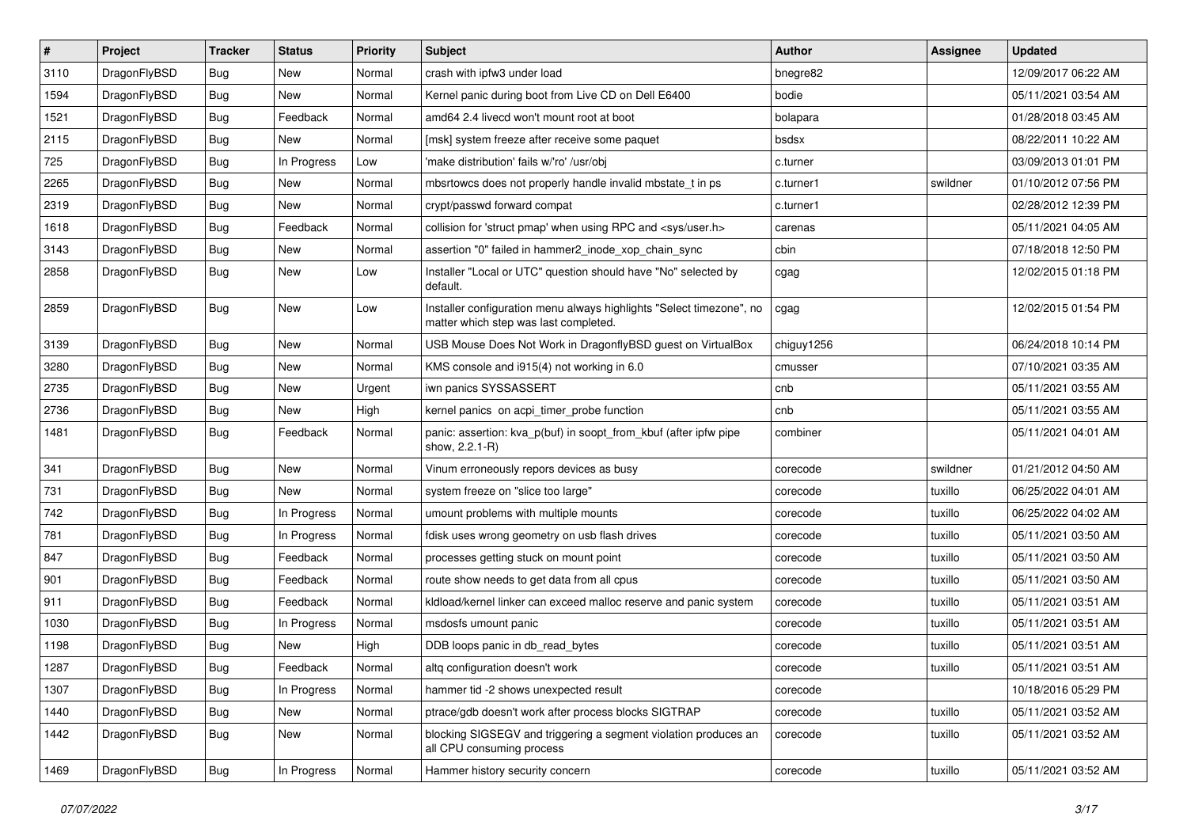| # | Project | Tracker | Status | Priority | Subject | Author | Assignee | Updated |
|---|---|---|---|---|---|---|---|---|
| 3110 | DragonFlyBSD | Bug | New | Normal | crash with ipfw3 under load | bnegre82 | | 12/09/2017 06:22 AM |
| 1594 | DragonFlyBSD | Bug | New | Normal | Kernel panic during boot from Live CD on Dell E6400 | bodie | | 05/11/2021 03:54 AM |
| 1521 | DragonFlyBSD | Bug | Feedback | Normal | amd64 2.4 livecd won't mount root at boot | bolapara | | 01/28/2018 03:45 AM |
| 2115 | DragonFlyBSD | Bug | New | Normal | [msk] system freeze after receive some paquet | bsdsx | | 08/22/2011 10:22 AM |
| 725 | DragonFlyBSD | Bug | In Progress | Low | 'make distribution' fails w/'ro' /usr/obj | c.turner | | 03/09/2013 01:01 PM |
| 2265 | DragonFlyBSD | Bug | New | Normal | mbsrtowcs does not properly handle invalid mbstate_t in ps | c.turner1 | swildner | 01/10/2012 07:56 PM |
| 2319 | DragonFlyBSD | Bug | New | Normal | crypt/passwd forward compat | c.turner1 | | 02/28/2012 12:39 PM |
| 1618 | DragonFlyBSD | Bug | Feedback | Normal | collision for 'struct pmap' when using RPC and <sys/user.h> | carenas | | 05/11/2021 04:05 AM |
| 3143 | DragonFlyBSD | Bug | New | Normal | assertion "0" failed in hammer2_inode_xop_chain_sync | cbin | | 07/18/2018 12:50 PM |
| 2858 | DragonFlyBSD | Bug | New | Low | Installer "Local or UTC" question should have "No" selected by default. | cgag | | 12/02/2015 01:18 PM |
| 2859 | DragonFlyBSD | Bug | New | Low | Installer configuration menu always highlights "Select timezone", no matter which step was last completed. | cgag | | 12/02/2015 01:54 PM |
| 3139 | DragonFlyBSD | Bug | New | Normal | USB Mouse Does Not Work in DragonflyBSD guest on VirtualBox | chiguy1256 | | 06/24/2018 10:14 PM |
| 3280 | DragonFlyBSD | Bug | New | Normal | KMS console and i915(4) not working in 6.0 | cmusser | | 07/10/2021 03:35 AM |
| 2735 | DragonFlyBSD | Bug | New | Urgent | iwn panics SYSSASSERT | cnb | | 05/11/2021 03:55 AM |
| 2736 | DragonFlyBSD | Bug | New | High | kernel panics on acpi_timer_probe function | cnb | | 05/11/2021 03:55 AM |
| 1481 | DragonFlyBSD | Bug | Feedback | Normal | panic: assertion: kva_p(buf) in soopt_from_kbuf (after ipfw pipe show, 2.2.1-R) | combiner | | 05/11/2021 04:01 AM |
| 341 | DragonFlyBSD | Bug | New | Normal | Vinum erroneously repors devices as busy | corecode | swildner | 01/21/2012 04:50 AM |
| 731 | DragonFlyBSD | Bug | New | Normal | system freeze on "slice too large" | corecode | tuxillo | 06/25/2022 04:01 AM |
| 742 | DragonFlyBSD | Bug | In Progress | Normal | umount problems with multiple mounts | corecode | tuxillo | 06/25/2022 04:02 AM |
| 781 | DragonFlyBSD | Bug | In Progress | Normal | fdisk uses wrong geometry on usb flash drives | corecode | tuxillo | 05/11/2021 03:50 AM |
| 847 | DragonFlyBSD | Bug | Feedback | Normal | processes getting stuck on mount point | corecode | tuxillo | 05/11/2021 03:50 AM |
| 901 | DragonFlyBSD | Bug | Feedback | Normal | route show needs to get data from all cpus | corecode | tuxillo | 05/11/2021 03:50 AM |
| 911 | DragonFlyBSD | Bug | Feedback | Normal | kldload/kernel linker can exceed malloc reserve and panic system | corecode | tuxillo | 05/11/2021 03:51 AM |
| 1030 | DragonFlyBSD | Bug | In Progress | Normal | msdosfs umount panic | corecode | tuxillo | 05/11/2021 03:51 AM |
| 1198 | DragonFlyBSD | Bug | New | High | DDB loops panic in db_read_bytes | corecode | tuxillo | 05/11/2021 03:51 AM |
| 1287 | DragonFlyBSD | Bug | Feedback | Normal | altq configuration doesn't work | corecode | tuxillo | 05/11/2021 03:51 AM |
| 1307 | DragonFlyBSD | Bug | In Progress | Normal | hammer tid -2 shows unexpected result | corecode | | 10/18/2016 05:29 PM |
| 1440 | DragonFlyBSD | Bug | New | Normal | ptrace/gdb doesn't work after process blocks SIGTRAP | corecode | tuxillo | 05/11/2021 03:52 AM |
| 1442 | DragonFlyBSD | Bug | New | Normal | blocking SIGSEGV and triggering a segment violation produces an all CPU consuming process | corecode | tuxillo | 05/11/2021 03:52 AM |
| 1469 | DragonFlyBSD | Bug | In Progress | Normal | Hammer history security concern | corecode | tuxillo | 05/11/2021 03:52 AM |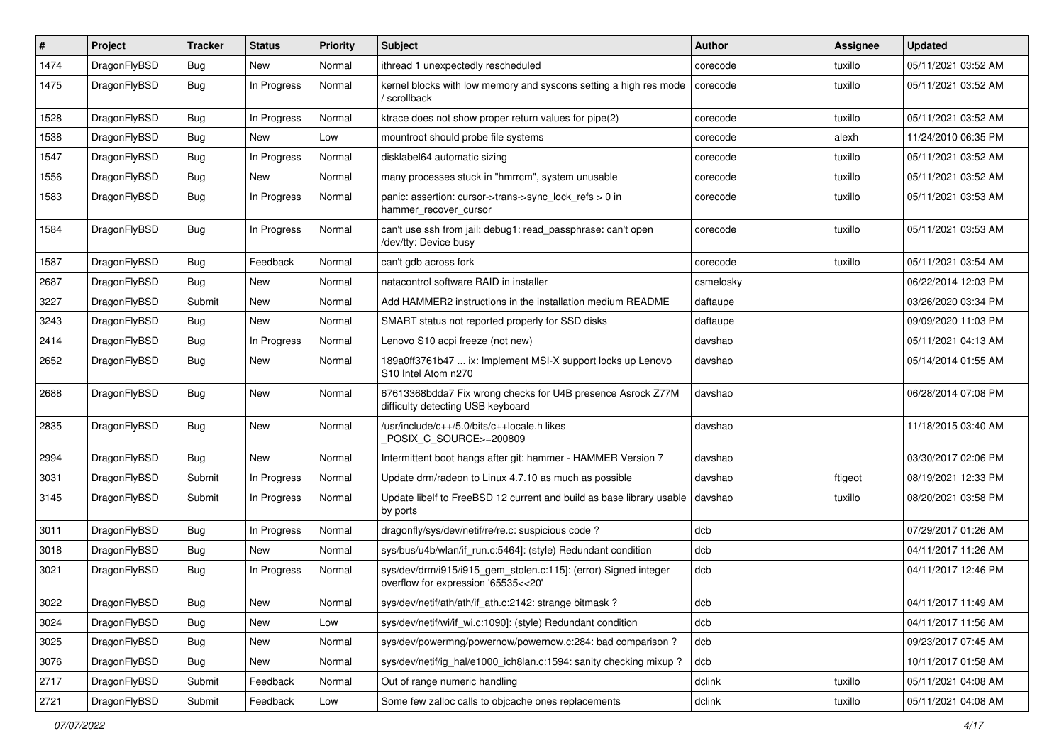| # | Project | Tracker | Status | Priority | Subject | Author | Assignee | Updated |
|---|---|---|---|---|---|---|---|---|
| 1474 | DragonFlyBSD | Bug | New | Normal | ithread 1 unexpectedly rescheduled | corecode | tuxillo | 05/11/2021 03:52 AM |
| 1475 | DragonFlyBSD | Bug | In Progress | Normal | kernel blocks with low memory and syscons setting a high res mode / scrollback | corecode | tuxillo | 05/11/2021 03:52 AM |
| 1528 | DragonFlyBSD | Bug | In Progress | Normal | ktrace does not show proper return values for pipe(2) | corecode | tuxillo | 05/11/2021 03:52 AM |
| 1538 | DragonFlyBSD | Bug | New | Low | mountroot should probe file systems | corecode | alexh | 11/24/2010 06:35 PM |
| 1547 | DragonFlyBSD | Bug | In Progress | Normal | disklabel64 automatic sizing | corecode | tuxillo | 05/11/2021 03:52 AM |
| 1556 | DragonFlyBSD | Bug | New | Normal | many processes stuck in "hmrrcm", system unusable | corecode | tuxillo | 05/11/2021 03:52 AM |
| 1583 | DragonFlyBSD | Bug | In Progress | Normal | panic: assertion: cursor->trans->sync_lock_refs > 0 in hammer_recover_cursor | corecode | tuxillo | 05/11/2021 03:53 AM |
| 1584 | DragonFlyBSD | Bug | In Progress | Normal | can't use ssh from jail: debug1: read_passphrase: can't open /dev/tty: Device busy | corecode | tuxillo | 05/11/2021 03:53 AM |
| 1587 | DragonFlyBSD | Bug | Feedback | Normal | can't gdb across fork | corecode | tuxillo | 05/11/2021 03:54 AM |
| 2687 | DragonFlyBSD | Bug | New | Normal | natacontrol software RAID in installer | csmelosky | | 06/22/2014 12:03 PM |
| 3227 | DragonFlyBSD | Submit | New | Normal | Add HAMMER2 instructions in the installation medium README | daftaupe | | 03/26/2020 03:34 PM |
| 3243 | DragonFlyBSD | Bug | New | Normal | SMART status not reported properly for SSD disks | daftaupe | | 09/09/2020 11:03 PM |
| 2414 | DragonFlyBSD | Bug | In Progress | Normal | Lenovo S10 acpi freeze (not new) | davshao | | 05/11/2021 04:13 AM |
| 2652 | DragonFlyBSD | Bug | New | Normal | 189a0ff3761b47 ... ix: Implement MSI-X support locks up Lenovo S10 Intel Atom n270 | davshao | | 05/14/2014 01:55 AM |
| 2688 | DragonFlyBSD | Bug | New | Normal | 67613368bdda7 Fix wrong checks for U4B presence Asrock Z77M difficulty detecting USB keyboard | davshao | | 06/28/2014 07:08 PM |
| 2835 | DragonFlyBSD | Bug | New | Normal | /usr/include/c++/5.0/bits/c++locale.h likes _POSIX_C_SOURCE>=200809 | davshao | | 11/18/2015 03:40 AM |
| 2994 | DragonFlyBSD | Bug | New | Normal | Intermittent boot hangs after git: hammer - HAMMER Version 7 | davshao | | 03/30/2017 02:06 PM |
| 3031 | DragonFlyBSD | Submit | In Progress | Normal | Update drm/radeon to Linux 4.7.10 as much as possible | davshao | ftigeot | 08/19/2021 12:33 PM |
| 3145 | DragonFlyBSD | Submit | In Progress | Normal | Update libelf to FreeBSD 12 current and build as base library usable by ports | davshao | tuxillo | 08/20/2021 03:58 PM |
| 3011 | DragonFlyBSD | Bug | In Progress | Normal | dragonfly/sys/dev/netif/re/re.c: suspicious code ? | dcb | | 07/29/2017 01:26 AM |
| 3018 | DragonFlyBSD | Bug | New | Normal | sys/bus/u4b/wlan/if_run.c:5464]: (style) Redundant condition | dcb | | 04/11/2017 11:26 AM |
| 3021 | DragonFlyBSD | Bug | In Progress | Normal | sys/dev/drm/i915/i915_gem_stolen.c:115]: (error) Signed integer overflow for expression '65535<<20' | dcb | | 04/11/2017 12:46 PM |
| 3022 | DragonFlyBSD | Bug | New | Normal | sys/dev/netif/ath/ath/if_ath.c:2142: strange bitmask ? | dcb | | 04/11/2017 11:49 AM |
| 3024 | DragonFlyBSD | Bug | New | Low | sys/dev/netif/wi/if_wi.c:1090]: (style) Redundant condition | dcb | | 04/11/2017 11:56 AM |
| 3025 | DragonFlyBSD | Bug | New | Normal | sys/dev/powermng/powernow/powernow.c:284: bad comparison ? | dcb | | 09/23/2017 07:45 AM |
| 3076 | DragonFlyBSD | Bug | New | Normal | sys/dev/netif/ig_hal/e1000_ich8lan.c:1594: sanity checking mixup ? | dcb | | 10/11/2017 01:58 AM |
| 2717 | DragonFlyBSD | Submit | Feedback | Normal | Out of range numeric handling | dclink | tuxillo | 05/11/2021 04:08 AM |
| 2721 | DragonFlyBSD | Submit | Feedback | Low | Some few zalloc calls to objcache ones replacements | dclink | tuxillo | 05/11/2021 04:08 AM |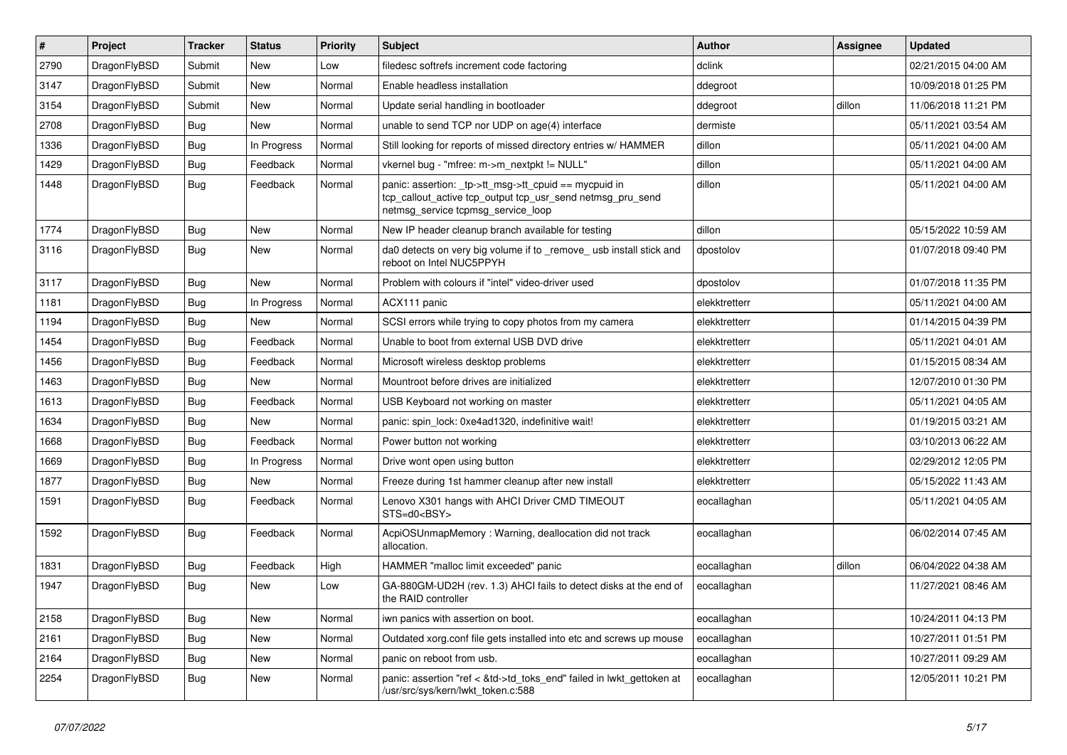| # | Project | Tracker | Status | Priority | Subject | Author | Assignee | Updated |
|---|---|---|---|---|---|---|---|---|
| 2790 | DragonFlyBSD | Submit | New | Low | filedesc softrefs increment code factoring | dclink | | 02/21/2015 04:00 AM |
| 3147 | DragonFlyBSD | Submit | New | Normal | Enable headless installation | ddegroot | | 10/09/2018 01:25 PM |
| 3154 | DragonFlyBSD | Submit | New | Normal | Update serial handling in bootloader | ddegroot | dillon | 11/06/2018 11:21 PM |
| 2708 | DragonFlyBSD | Bug | New | Normal | unable to send TCP nor UDP on age(4) interface | dermiste | | 05/11/2021 03:54 AM |
| 1336 | DragonFlyBSD | Bug | In Progress | Normal | Still looking for reports of missed directory entries w/ HAMMER | dillon | | 05/11/2021 04:00 AM |
| 1429 | DragonFlyBSD | Bug | Feedback | Normal | vkernel bug - "mfree: m->m_nextpkt != NULL" | dillon | | 05/11/2021 04:00 AM |
| 1448 | DragonFlyBSD | Bug | Feedback | Normal | panic: assertion: _tp->tt_msg->tt_cpuid == mycpuid in tcp_callout_active tcp_output tcp_usr_send netmsg_pru_send netmsg_service tcpmsg_service_loop | dillon | | 05/11/2021 04:00 AM |
| 1774 | DragonFlyBSD | Bug | New | Normal | New IP header cleanup branch available for testing | dillon | | 05/15/2022 10:59 AM |
| 3116 | DragonFlyBSD | Bug | New | Normal | da0 detects on very big volume if to _remove_ usb install stick and reboot on Intel NUC5PPYH | dpostolov | | 01/07/2018 09:40 PM |
| 3117 | DragonFlyBSD | Bug | New | Normal | Problem with colours if "intel" video-driver used | dpostolov | | 01/07/2018 11:35 PM |
| 1181 | DragonFlyBSD | Bug | In Progress | Normal | ACX111 panic | elekktretterr | | 05/11/2021 04:00 AM |
| 1194 | DragonFlyBSD | Bug | New | Normal | SCSI errors while trying to copy photos from my camera | elekktretterr | | 01/14/2015 04:39 PM |
| 1454 | DragonFlyBSD | Bug | Feedback | Normal | Unable to boot from external USB DVD drive | elekktretterr | | 05/11/2021 04:01 AM |
| 1456 | DragonFlyBSD | Bug | Feedback | Normal | Microsoft wireless desktop problems | elekktretterr | | 01/15/2015 08:34 AM |
| 1463 | DragonFlyBSD | Bug | New | Normal | Mountroot before drives are initialized | elekktretterr | | 12/07/2010 01:30 PM |
| 1613 | DragonFlyBSD | Bug | Feedback | Normal | USB Keyboard not working on master | elekktretterr | | 05/11/2021 04:05 AM |
| 1634 | DragonFlyBSD | Bug | New | Normal | panic: spin_lock: 0xe4ad1320, indefinitive wait! | elekktretterr | | 01/19/2015 03:21 AM |
| 1668 | DragonFlyBSD | Bug | Feedback | Normal | Power button not working | elekktretterr | | 03/10/2013 06:22 AM |
| 1669 | DragonFlyBSD | Bug | In Progress | Normal | Drive wont open using button | elekktretterr | | 02/29/2012 12:05 PM |
| 1877 | DragonFlyBSD | Bug | New | Normal | Freeze during 1st hammer cleanup after new install | elekktretterr | | 05/15/2022 11:43 AM |
| 1591 | DragonFlyBSD | Bug | Feedback | Normal | Lenovo X301 hangs with AHCI Driver CMD TIMEOUT STS=d0<BSY> | eocallaghan | | 05/11/2021 04:05 AM |
| 1592 | DragonFlyBSD | Bug | Feedback | Normal | AcpiOSUnmapMemory : Warning, deallocation did not track allocation. | eocallaghan | | 06/02/2014 07:45 AM |
| 1831 | DragonFlyBSD | Bug | Feedback | High | HAMMER "malloc limit exceeded" panic | eocallaghan | dillon | 06/04/2022 04:38 AM |
| 1947 | DragonFlyBSD | Bug | New | Low | GA-880GM-UD2H (rev. 1.3) AHCI fails to detect disks at the end of the RAID controller | eocallaghan | | 11/27/2021 08:46 AM |
| 2158 | DragonFlyBSD | Bug | New | Normal | iwn panics with assertion on boot. | eocallaghan | | 10/24/2011 04:13 PM |
| 2161 | DragonFlyBSD | Bug | New | Normal | Outdated xorg.conf file gets installed into etc and screws up mouse | eocallaghan | | 10/27/2011 01:51 PM |
| 2164 | DragonFlyBSD | Bug | New | Normal | panic on reboot from usb. | eocallaghan | | 10/27/2011 09:29 AM |
| 2254 | DragonFlyBSD | Bug | New | Normal | panic: assertion "ref < &td->td_toks_end" failed in lwkt_gettoken at /usr/src/sys/kern/lwkt_token.c:588 | eocallaghan | | 12/05/2011 10:21 PM |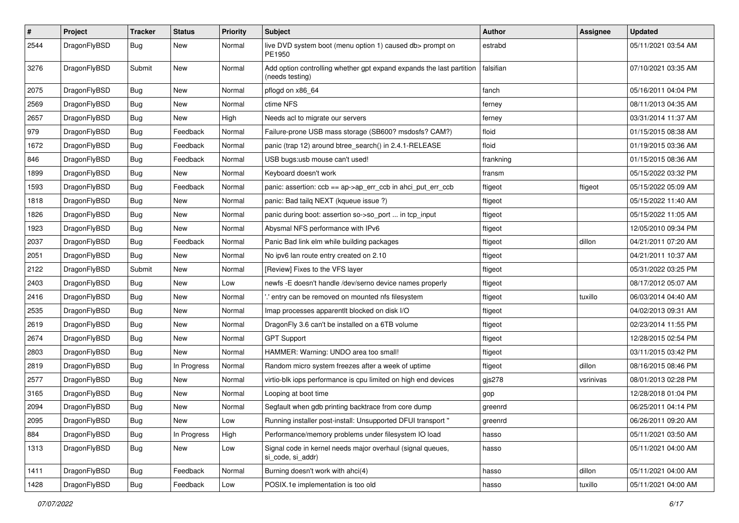| # | Project | Tracker | Status | Priority | Subject | Author | Assignee | Updated |
|---|---|---|---|---|---|---|---|---|
| 2544 | DragonFlyBSD | Bug | New | Normal | live DVD system boot (menu option 1) caused db> prompt on PE1950 | estrabd | | 05/11/2021 03:54 AM |
| 3276 | DragonFlyBSD | Submit | New | Normal | Add option controlling whether gpt expand expands the last partition (needs testing) | falsifian | | 07/10/2021 03:35 AM |
| 2075 | DragonFlyBSD | Bug | New | Normal | pflogd on x86_64 | fanch | | 05/16/2011 04:04 PM |
| 2569 | DragonFlyBSD | Bug | New | Normal | ctime NFS | ferney | | 08/11/2013 04:35 AM |
| 2657 | DragonFlyBSD | Bug | New | High | Needs acl to migrate our servers | ferney | | 03/31/2014 11:37 AM |
| 979 | DragonFlyBSD | Bug | Feedback | Normal | Failure-prone USB mass storage (SB600? msdosfs? CAM?) | floid | | 01/15/2015 08:38 AM |
| 1672 | DragonFlyBSD | Bug | Feedback | Normal | panic (trap 12) around btree_search() in 2.4.1-RELEASE | floid | | 01/19/2015 03:36 AM |
| 846 | DragonFlyBSD | Bug | Feedback | Normal | USB bugs:usb mouse can't used! | frankning | | 01/15/2015 08:36 AM |
| 1899 | DragonFlyBSD | Bug | New | Normal | Keyboard doesn't work | fransm | | 05/15/2022 03:32 PM |
| 1593 | DragonFlyBSD | Bug | Feedback | Normal | panic: assertion: ccb == ap->ap_err_ccb in ahci_put_err_ccb | ftigeot | ftigeot | 05/15/2022 05:09 AM |
| 1818 | DragonFlyBSD | Bug | New | Normal | panic: Bad tailq NEXT (kqueue issue ?) | ftigeot | | 05/15/2022 11:40 AM |
| 1826 | DragonFlyBSD | Bug | New | Normal | panic during boot: assertion so->so_port ... in tcp_input | ftigeot | | 05/15/2022 11:05 AM |
| 1923 | DragonFlyBSD | Bug | New | Normal | Abysmal NFS performance with IPv6 | ftigeot | | 12/05/2010 09:34 PM |
| 2037 | DragonFlyBSD | Bug | Feedback | Normal | Panic Bad link elm while building packages | ftigeot | dillon | 04/21/2011 07:20 AM |
| 2051 | DragonFlyBSD | Bug | New | Normal | No ipv6 lan route entry created on 2.10 | ftigeot | | 04/21/2011 10:37 AM |
| 2122 | DragonFlyBSD | Submit | New | Normal | [Review] Fixes to the VFS layer | ftigeot | | 05/31/2022 03:25 PM |
| 2403 | DragonFlyBSD | Bug | New | Low | newfs -E doesn't handle /dev/serno device names properly | ftigeot | | 08/17/2012 05:07 AM |
| 2416 | DragonFlyBSD | Bug | New | Normal | '.' entry can be removed on mounted nfs filesystem | ftigeot | tuxillo | 06/03/2014 04:40 AM |
| 2535 | DragonFlyBSD | Bug | New | Normal | Imap processes apparentlt blocked on disk I/O | ftigeot | | 04/02/2013 09:31 AM |
| 2619 | DragonFlyBSD | Bug | New | Normal | DragonFly 3.6 can't be installed on a 6TB volume | ftigeot | | 02/23/2014 11:55 PM |
| 2674 | DragonFlyBSD | Bug | New | Normal | GPT Support | ftigeot | | 12/28/2015 02:54 PM |
| 2803 | DragonFlyBSD | Bug | New | Normal | HAMMER: Warning: UNDO area too small! | ftigeot | | 03/11/2015 03:42 PM |
| 2819 | DragonFlyBSD | Bug | In Progress | Normal | Random micro system freezes after a week of uptime | ftigeot | dillon | 08/16/2015 08:46 PM |
| 2577 | DragonFlyBSD | Bug | New | Normal | virtio-blk iops performance is cpu limited on high end devices | gjs278 | vsrinivas | 08/01/2013 02:28 PM |
| 3165 | DragonFlyBSD | Bug | New | Normal | Looping at boot time | gop | | 12/28/2018 01:04 PM |
| 2094 | DragonFlyBSD | Bug | New | Normal | Segfault when gdb printing backtrace from core dump | greenrd | | 06/25/2011 04:14 PM |
| 2095 | DragonFlyBSD | Bug | New | Low | Running installer post-install: Unsupported DFUI transport " | greenrd | | 06/26/2011 09:20 AM |
| 884 | DragonFlyBSD | Bug | In Progress | High | Performance/memory problems under filesystem IO load | hasso | | 05/11/2021 03:50 AM |
| 1313 | DragonFlyBSD | Bug | New | Low | Signal code in kernel needs major overhaul (signal queues, si_code, si_addr) | hasso | | 05/11/2021 04:00 AM |
| 1411 | DragonFlyBSD | Bug | Feedback | Normal | Burning doesn't work with ahci(4) | hasso | dillon | 05/11/2021 04:00 AM |
| 1428 | DragonFlyBSD | Bug | Feedback | Low | POSIX.1e implementation is too old | hasso | tuxillo | 05/11/2021 04:00 AM |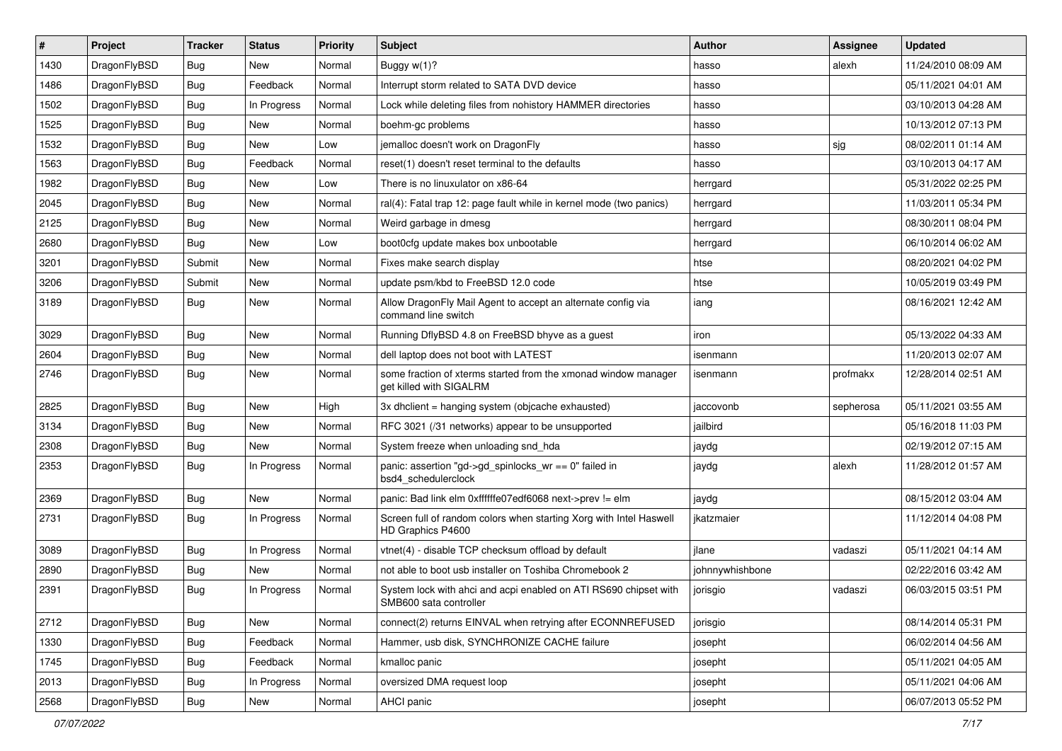| # | Project | Tracker | Status | Priority | Subject | Author | Assignee | Updated |
|---|---|---|---|---|---|---|---|---|
| 1430 | DragonFlyBSD | Bug | New | Normal | Buggy w(1)? | hasso | alexh | 11/24/2010 08:09 AM |
| 1486 | DragonFlyBSD | Bug | Feedback | Normal | Interrupt storm related to SATA DVD device | hasso | | 05/11/2021 04:01 AM |
| 1502 | DragonFlyBSD | Bug | In Progress | Normal | Lock while deleting files from nohistory HAMMER directories | hasso | | 03/10/2013 04:28 AM |
| 1525 | DragonFlyBSD | Bug | New | Normal | boehm-gc problems | hasso | | 10/13/2012 07:13 PM |
| 1532 | DragonFlyBSD | Bug | New | Low | jemalloc doesn't work on DragonFly | hasso | sjg | 08/02/2011 01:14 AM |
| 1563 | DragonFlyBSD | Bug | Feedback | Normal | reset(1) doesn't reset terminal to the defaults | hasso | | 03/10/2013 04:17 AM |
| 1982 | DragonFlyBSD | Bug | New | Low | There is no linuxulator on x86-64 | herrgard | | 05/31/2022 02:25 PM |
| 2045 | DragonFlyBSD | Bug | New | Normal | ral(4): Fatal trap 12: page fault while in kernel mode (two panics) | herrgard | | 11/03/2011 05:34 PM |
| 2125 | DragonFlyBSD | Bug | New | Normal | Weird garbage in dmesg | herrgard | | 08/30/2011 08:04 PM |
| 2680 | DragonFlyBSD | Bug | New | Low | boot0cfg update makes box unbootable | herrgard | | 06/10/2014 06:02 AM |
| 3201 | DragonFlyBSD | Submit | New | Normal | Fixes make search display | htse | | 08/20/2021 04:02 PM |
| 3206 | DragonFlyBSD | Submit | New | Normal | update psm/kbd to FreeBSD 12.0 code | htse | | 10/05/2019 03:49 PM |
| 3189 | DragonFlyBSD | Bug | New | Normal | Allow DragonFly Mail Agent to accept an alternate config via command line switch | iang | | 08/16/2021 12:42 AM |
| 3029 | DragonFlyBSD | Bug | New | Normal | Running DflyBSD 4.8 on FreeBSD bhyve as a guest | iron | | 05/13/2022 04:33 AM |
| 2604 | DragonFlyBSD | Bug | New | Normal | dell laptop does not boot with LATEST | isenmann | | 11/20/2013 02:07 AM |
| 2746 | DragonFlyBSD | Bug | New | Normal | some fraction of xterms started from the xmonad window manager get killed with SIGALRM | isenmann | profmakx | 12/28/2014 02:51 AM |
| 2825 | DragonFlyBSD | Bug | New | High | 3x dhclient = hanging system (objcache exhausted) | jaccovonb | sepherosa | 05/11/2021 03:55 AM |
| 3134 | DragonFlyBSD | Bug | New | Normal | RFC 3021 (/31 networks) appear to be unsupported | jailbird | | 05/16/2018 11:03 PM |
| 2308 | DragonFlyBSD | Bug | New | Normal | System freeze when unloading snd_hda | jaydg | | 02/19/2012 07:15 AM |
| 2353 | DragonFlyBSD | Bug | In Progress | Normal | panic: assertion "gd->gd_spinlocks_wr == 0" failed in bsd4_schedulerclock | jaydg | alexh | 11/28/2012 01:57 AM |
| 2369 | DragonFlyBSD | Bug | New | Normal | panic: Bad link elm 0xffffffe07edf6068 next->prev != elm | jaydg | | 08/15/2012 03:04 AM |
| 2731 | DragonFlyBSD | Bug | In Progress | Normal | Screen full of random colors when starting Xorg with Intel Haswell HD Graphics P4600 | jkatzmaier | | 11/12/2014 04:08 PM |
| 3089 | DragonFlyBSD | Bug | In Progress | Normal | vtnet(4) - disable TCP checksum offload by default | jlane | vadaszi | 05/11/2021 04:14 AM |
| 2890 | DragonFlyBSD | Bug | New | Normal | not able to boot usb installer on Toshiba Chromebook 2 | johnnywhishbone | | 02/22/2016 03:42 AM |
| 2391 | DragonFlyBSD | Bug | In Progress | Normal | System lock with ahci and acpi enabled on ATI RS690 chipset with SMB600 sata controller | jorisgio | vadaszi | 06/03/2015 03:51 PM |
| 2712 | DragonFlyBSD | Bug | New | Normal | connect(2) returns EINVAL when retrying after ECONNREFUSED | jorisgio | | 08/14/2014 05:31 PM |
| 1330 | DragonFlyBSD | Bug | Feedback | Normal | Hammer, usb disk, SYNCHRONIZE CACHE failure | josepht | | 06/02/2014 04:56 AM |
| 1745 | DragonFlyBSD | Bug | Feedback | Normal | kmalloc panic | josepht | | 05/11/2021 04:05 AM |
| 2013 | DragonFlyBSD | Bug | In Progress | Normal | oversized DMA request loop | josepht | | 05/11/2021 04:06 AM |
| 2568 | DragonFlyBSD | Bug | New | Normal | AHCI panic | josepht | | 06/07/2013 05:52 PM |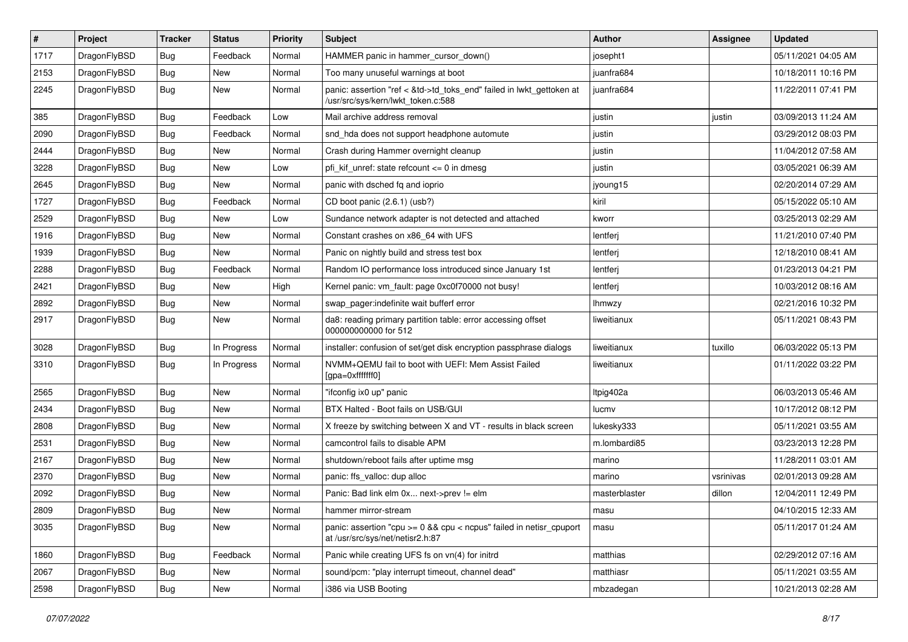| # | Project | Tracker | Status | Priority | Subject | Author | Assignee | Updated |
|---|---|---|---|---|---|---|---|---|
| 1717 | DragonFlyBSD | Bug | Feedback | Normal | HAMMER panic in hammer_cursor_down() | josepht1 | | 05/11/2021 04:05 AM |
| 2153 | DragonFlyBSD | Bug | New | Normal | Too many unuseful warnings at boot | juanfra684 | | 10/18/2011 10:16 PM |
| 2245 | DragonFlyBSD | Bug | New | Normal | panic: assertion "ref < &td->td_toks_end" failed in lwkt_gettoken at /usr/src/sys/kern/lwkt_token.c:588 | juanfra684 | | 11/22/2011 07:41 PM |
| 385 | DragonFlyBSD | Bug | Feedback | Low | Mail archive address removal | justin | justin | 03/09/2013 11:24 AM |
| 2090 | DragonFlyBSD | Bug | Feedback | Normal | snd_hda does not support headphone automute | justin | | 03/29/2012 08:03 PM |
| 2444 | DragonFlyBSD | Bug | New | Normal | Crash during Hammer overnight cleanup | justin | | 11/04/2012 07:58 AM |
| 3228 | DragonFlyBSD | Bug | New | Low | pfi_kif_unref: state refcount <= 0 in dmesg | justin | | 03/05/2021 06:39 AM |
| 2645 | DragonFlyBSD | Bug | New | Normal | panic with dsched fq and ioprio | jyoung15 | | 02/20/2014 07:29 AM |
| 1727 | DragonFlyBSD | Bug | Feedback | Normal | CD boot panic (2.6.1) (usb?) | kiril | | 05/15/2022 05:10 AM |
| 2529 | DragonFlyBSD | Bug | New | Low | Sundance network adapter is not detected and attached | kworr | | 03/25/2013 02:29 AM |
| 1916 | DragonFlyBSD | Bug | New | Normal | Constant crashes on x86_64 with UFS | lentferj | | 11/21/2010 07:40 PM |
| 1939 | DragonFlyBSD | Bug | New | Normal | Panic on nightly build and stress test box | lentferj | | 12/18/2010 08:41 AM |
| 2288 | DragonFlyBSD | Bug | Feedback | Normal | Random IO performance loss introduced since January 1st | lentferj | | 01/23/2013 04:21 PM |
| 2421 | DragonFlyBSD | Bug | New | High | Kernel panic: vm_fault: page 0xc0f70000 not busy! | lentferj | | 10/03/2012 08:16 AM |
| 2892 | DragonFlyBSD | Bug | New | Normal | swap_pager:indefinite wait bufferf error | lhmwzy | | 02/21/2016 10:32 PM |
| 2917 | DragonFlyBSD | Bug | New | Normal | da8: reading primary partition table: error accessing offset 000000000000 for 512 | liweitianux | | 05/11/2021 08:43 PM |
| 3028 | DragonFlyBSD | Bug | In Progress | Normal | installer: confusion of set/get disk encryption passphrase dialogs | liweitianux | tuxillo | 06/03/2022 05:13 PM |
| 3310 | DragonFlyBSD | Bug | In Progress | Normal | NVMM+QEMU fail to boot with UEFI: Mem Assist Failed [gpa=0xfffffff0] | liweitianux | | 01/11/2022 03:22 PM |
| 2565 | DragonFlyBSD | Bug | New | Normal | "ifconfig ix0 up" panic | ltpig402a | | 06/03/2013 05:46 AM |
| 2434 | DragonFlyBSD | Bug | New | Normal | BTX Halted - Boot fails on USB/GUI | lucmv | | 10/17/2012 08:12 PM |
| 2808 | DragonFlyBSD | Bug | New | Normal | X freeze by switching between X and VT - results in black screen | lukesky333 | | 05/11/2021 03:55 AM |
| 2531 | DragonFlyBSD | Bug | New | Normal | camcontrol fails to disable APM | m.lombardi85 | | 03/23/2013 12:28 PM |
| 2167 | DragonFlyBSD | Bug | New | Normal | shutdown/reboot fails after uptime msg | marino | | 11/28/2011 03:01 AM |
| 2370 | DragonFlyBSD | Bug | New | Normal | panic: ffs_valloc: dup alloc | marino | vsrinivas | 02/01/2013 09:28 AM |
| 2092 | DragonFlyBSD | Bug | New | Normal | Panic: Bad link elm 0x... next->prev != elm | masterblaster | dillon | 12/04/2011 12:49 PM |
| 2809 | DragonFlyBSD | Bug | New | Normal | hammer mirror-stream | masu | | 04/10/2015 12:33 AM |
| 3035 | DragonFlyBSD | Bug | New | Normal | panic: assertion "cpu >= 0 && cpu < ncpus" failed in netisr_cpuport at /usr/src/sys/net/netisr2.h:87 | masu | | 05/11/2017 01:24 AM |
| 1860 | DragonFlyBSD | Bug | Feedback | Normal | Panic while creating UFS fs on vn(4) for initrd | matthias | | 02/29/2012 07:16 AM |
| 2067 | DragonFlyBSD | Bug | New | Normal | sound/pcm: "play interrupt timeout, channel dead" | matthiasr | | 05/11/2021 03:55 AM |
| 2598 | DragonFlyBSD | Bug | New | Normal | i386 via USB Booting | mbzadegan | | 10/21/2013 02:28 AM |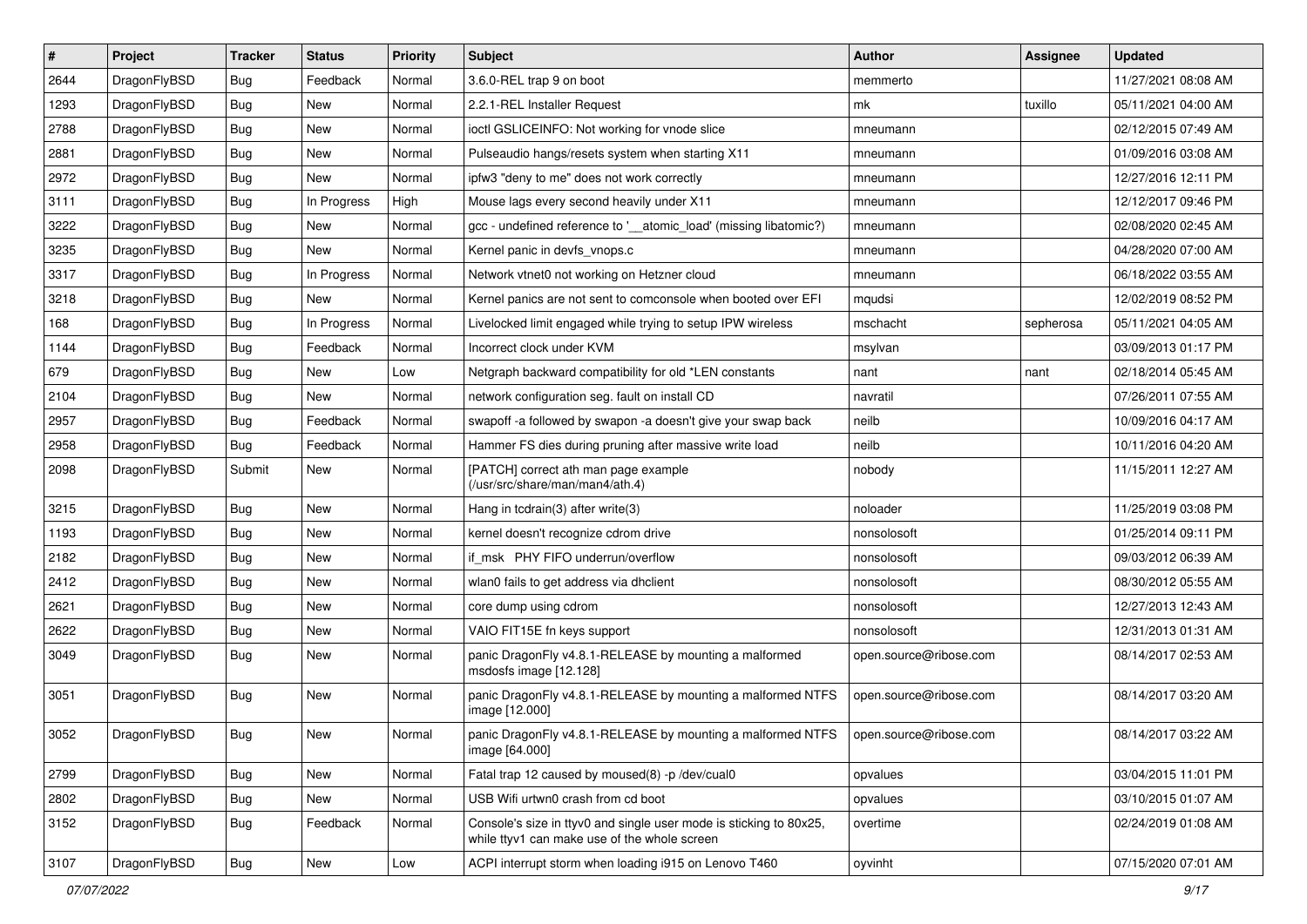| # | Project | Tracker | Status | Priority | Subject | Author | Assignee | Updated |
|---|---|---|---|---|---|---|---|---|
| 2644 | DragonFlyBSD | Bug | Feedback | Normal | 3.6.0-REL trap 9 on boot | memmerto | | 11/27/2021 08:08 AM |
| 1293 | DragonFlyBSD | Bug | New | Normal | 2.2.1-REL Installer Request | mk | tuxillo | 05/11/2021 04:00 AM |
| 2788 | DragonFlyBSD | Bug | New | Normal | ioctl GSLICEINFO: Not working for vnode slice | mneumann | | 02/12/2015 07:49 AM |
| 2881 | DragonFlyBSD | Bug | New | Normal | Pulseaudio hangs/resets system when starting X11 | mneumann | | 01/09/2016 03:08 AM |
| 2972 | DragonFlyBSD | Bug | New | Normal | ipfw3 "deny to me" does not work correctly | mneumann | | 12/27/2016 12:11 PM |
| 3111 | DragonFlyBSD | Bug | In Progress | High | Mouse lags every second heavily under X11 | mneumann | | 12/12/2017 09:46 PM |
| 3222 | DragonFlyBSD | Bug | New | Normal | gcc - undefined reference to '__atomic_load' (missing libatomic?) | mneumann | | 02/08/2020 02:45 AM |
| 3235 | DragonFlyBSD | Bug | New | Normal | Kernel panic in devfs_vnops.c | mneumann | | 04/28/2020 07:00 AM |
| 3317 | DragonFlyBSD | Bug | In Progress | Normal | Network vtnet0 not working on Hetzner cloud | mneumann | | 06/18/2022 03:55 AM |
| 3218 | DragonFlyBSD | Bug | New | Normal | Kernel panics are not sent to comconsole when booted over EFI | mqudsi | | 12/02/2019 08:52 PM |
| 168 | DragonFlyBSD | Bug | In Progress | Normal | Livelocked limit engaged while trying to setup IPW wireless | mschacht | sepherosa | 05/11/2021 04:05 AM |
| 1144 | DragonFlyBSD | Bug | Feedback | Normal | Incorrect clock under KVM | msylvan | | 03/09/2013 01:17 PM |
| 679 | DragonFlyBSD | Bug | New | Low | Netgraph backward compatibility for old *LEN constants | nant | nant | 02/18/2014 05:45 AM |
| 2104 | DragonFlyBSD | Bug | New | Normal | network configuration seg. fault on install CD | navratil | | 07/26/2011 07:55 AM |
| 2957 | DragonFlyBSD | Bug | Feedback | Normal | swapoff -a followed by swapon -a doesn't give your swap back | neilb | | 10/09/2016 04:17 AM |
| 2958 | DragonFlyBSD | Bug | Feedback | Normal | Hammer FS dies during pruning after massive write load | neilb | | 10/11/2016 04:20 AM |
| 2098 | DragonFlyBSD | Submit | New | Normal | [PATCH] correct ath man page example (/usr/src/share/man/man4/ath.4) | nobody | | 11/15/2011 12:27 AM |
| 3215 | DragonFlyBSD | Bug | New | Normal | Hang in tcdrain(3) after write(3) | noloader | | 11/25/2019 03:08 PM |
| 1193 | DragonFlyBSD | Bug | New | Normal | kernel doesn't recognize cdrom drive | nonsolosoft | | 01/25/2014 09:11 PM |
| 2182 | DragonFlyBSD | Bug | New | Normal | if_msk PHY FIFO underrun/overflow | nonsolosoft | | 09/03/2012 06:39 AM |
| 2412 | DragonFlyBSD | Bug | New | Normal | wlan0 fails to get address via dhclient | nonsolosoft | | 08/30/2012 05:55 AM |
| 2621 | DragonFlyBSD | Bug | New | Normal | core dump using cdrom | nonsolosoft | | 12/27/2013 12:43 AM |
| 2622 | DragonFlyBSD | Bug | New | Normal | VAIO FIT15E fn keys support | nonsolosoft | | 12/31/2013 01:31 AM |
| 3049 | DragonFlyBSD | Bug | New | Normal | panic DragonFly v4.8.1-RELEASE by mounting a malformed msdosfs image [12.128] | open.source@ribose.com | | 08/14/2017 02:53 AM |
| 3051 | DragonFlyBSD | Bug | New | Normal | panic DragonFly v4.8.1-RELEASE by mounting a malformed NTFS image [12.000] | open.source@ribose.com | | 08/14/2017 03:20 AM |
| 3052 | DragonFlyBSD | Bug | New | Normal | panic DragonFly v4.8.1-RELEASE by mounting a malformed NTFS image [64.000] | open.source@ribose.com | | 08/14/2017 03:22 AM |
| 2799 | DragonFlyBSD | Bug | New | Normal | Fatal trap 12 caused by moused(8) -p /dev/cual0 | opvalues | | 03/04/2015 11:01 PM |
| 2802 | DragonFlyBSD | Bug | New | Normal | USB Wifi urtwn0 crash from cd boot | opvalues | | 03/10/2015 01:07 AM |
| 3152 | DragonFlyBSD | Bug | Feedback | Normal | Console's size in ttyv0 and single user mode is sticking to 80x25, while ttyv1 can make use of the whole screen | overtime | | 02/24/2019 01:08 AM |
| 3107 | DragonFlyBSD | Bug | New | Low | ACPI interrupt storm when loading i915 on Lenovo T460 | oyvinht | | 07/15/2020 07:01 AM |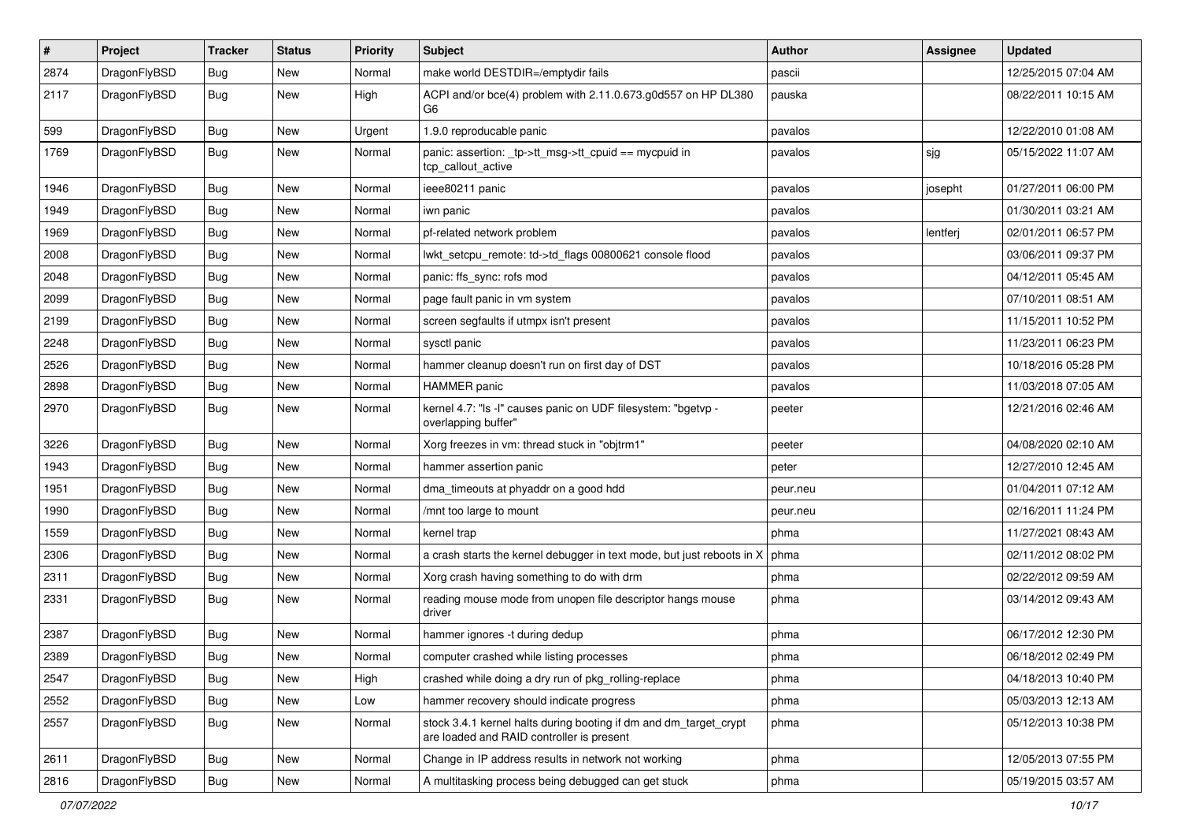| # | Project | Tracker | Status | Priority | Subject | Author | Assignee | Updated |
|---|---|---|---|---|---|---|---|---|
| 2874 | DragonFlyBSD | Bug | New | Normal | make world DESTDIR=/emptydir fails | pascii | | 12/25/2015 07:04 AM |
| 2117 | DragonFlyBSD | Bug | New | High | ACPI and/or bce(4) problem with 2.11.0.673.g0d557 on HP DL380 G6 | pauska | | 08/22/2011 10:15 AM |
| 599 | DragonFlyBSD | Bug | New | Urgent | 1.9.0 reproducable panic | pavalos | | 12/22/2010 01:08 AM |
| 1769 | DragonFlyBSD | Bug | New | Normal | panic: assertion: _tp->tt_msg->tt_cpuid == mycpuid in tcp_callout_active | pavalos | sjg | 05/15/2022 11:07 AM |
| 1946 | DragonFlyBSD | Bug | New | Normal | ieee80211 panic | pavalos | josepht | 01/27/2011 06:00 PM |
| 1949 | DragonFlyBSD | Bug | New | Normal | iwn panic | pavalos | | 01/30/2011 03:21 AM |
| 1969 | DragonFlyBSD | Bug | New | Normal | pf-related network problem | pavalos | lentferj | 02/01/2011 06:57 PM |
| 2008 | DragonFlyBSD | Bug | New | Normal | lwkt_setcpu_remote: td->td_flags 00800621 console flood | pavalos | | 03/06/2011 09:37 PM |
| 2048 | DragonFlyBSD | Bug | New | Normal | panic: ffs_sync: rofs mod | pavalos | | 04/12/2011 05:45 AM |
| 2099 | DragonFlyBSD | Bug | New | Normal | page fault panic in vm system | pavalos | | 07/10/2011 08:51 AM |
| 2199 | DragonFlyBSD | Bug | New | Normal | screen segfaults if utmpx isn't present | pavalos | | 11/15/2011 10:52 PM |
| 2248 | DragonFlyBSD | Bug | New | Normal | sysctl panic | pavalos | | 11/23/2011 06:23 PM |
| 2526 | DragonFlyBSD | Bug | New | Normal | hammer cleanup doesn't run on first day of DST | pavalos | | 10/18/2016 05:28 PM |
| 2898 | DragonFlyBSD | Bug | New | Normal | HAMMER panic | pavalos | | 11/03/2018 07:05 AM |
| 2970 | DragonFlyBSD | Bug | New | Normal | kernel 4.7: "ls -l" causes panic on UDF filesystem: "bgetvp - overlapping buffer" | peeter | | 12/21/2016 02:46 AM |
| 3226 | DragonFlyBSD | Bug | New | Normal | Xorg freezes in vm: thread stuck in "objtrm1" | peeter | | 04/08/2020 02:10 AM |
| 1943 | DragonFlyBSD | Bug | New | Normal | hammer assertion panic | peter | | 12/27/2010 12:45 AM |
| 1951 | DragonFlyBSD | Bug | New | Normal | dma_timeouts at phyaddr on a good hdd | peur.neu | | 01/04/2011 07:12 AM |
| 1990 | DragonFlyBSD | Bug | New | Normal | /mnt too large to mount | peur.neu | | 02/16/2011 11:24 PM |
| 1559 | DragonFlyBSD | Bug | New | Normal | kernel trap | phma | | 11/27/2021 08:43 AM |
| 2306 | DragonFlyBSD | Bug | New | Normal | a crash starts the kernel debugger in text mode, but just reboots in X | phma | | 02/11/2012 08:02 PM |
| 2311 | DragonFlyBSD | Bug | New | Normal | Xorg crash having something to do with drm | phma | | 02/22/2012 09:59 AM |
| 2331 | DragonFlyBSD | Bug | New | Normal | reading mouse mode from unopen file descriptor hangs mouse driver | phma | | 03/14/2012 09:43 AM |
| 2387 | DragonFlyBSD | Bug | New | Normal | hammer ignores -t during dedup | phma | | 06/17/2012 12:30 PM |
| 2389 | DragonFlyBSD | Bug | New | Normal | computer crashed while listing processes | phma | | 06/18/2012 02:49 PM |
| 2547 | DragonFlyBSD | Bug | New | High | crashed while doing a dry run of pkg_rolling-replace | phma | | 04/18/2013 10:40 PM |
| 2552 | DragonFlyBSD | Bug | New | Low | hammer recovery should indicate progress | phma | | 05/03/2013 12:13 AM |
| 2557 | DragonFlyBSD | Bug | New | Normal | stock 3.4.1 kernel halts during booting if dm and dm_target_crypt are loaded and RAID controller is present | phma | | 05/12/2013 10:38 PM |
| 2611 | DragonFlyBSD | Bug | New | Normal | Change in IP address results in network not working | phma | | 12/05/2013 07:55 PM |
| 2816 | DragonFlyBSD | Bug | New | Normal | A multitasking process being debugged can get stuck | phma | | 05/19/2015 03:57 AM |

*07/07/2022*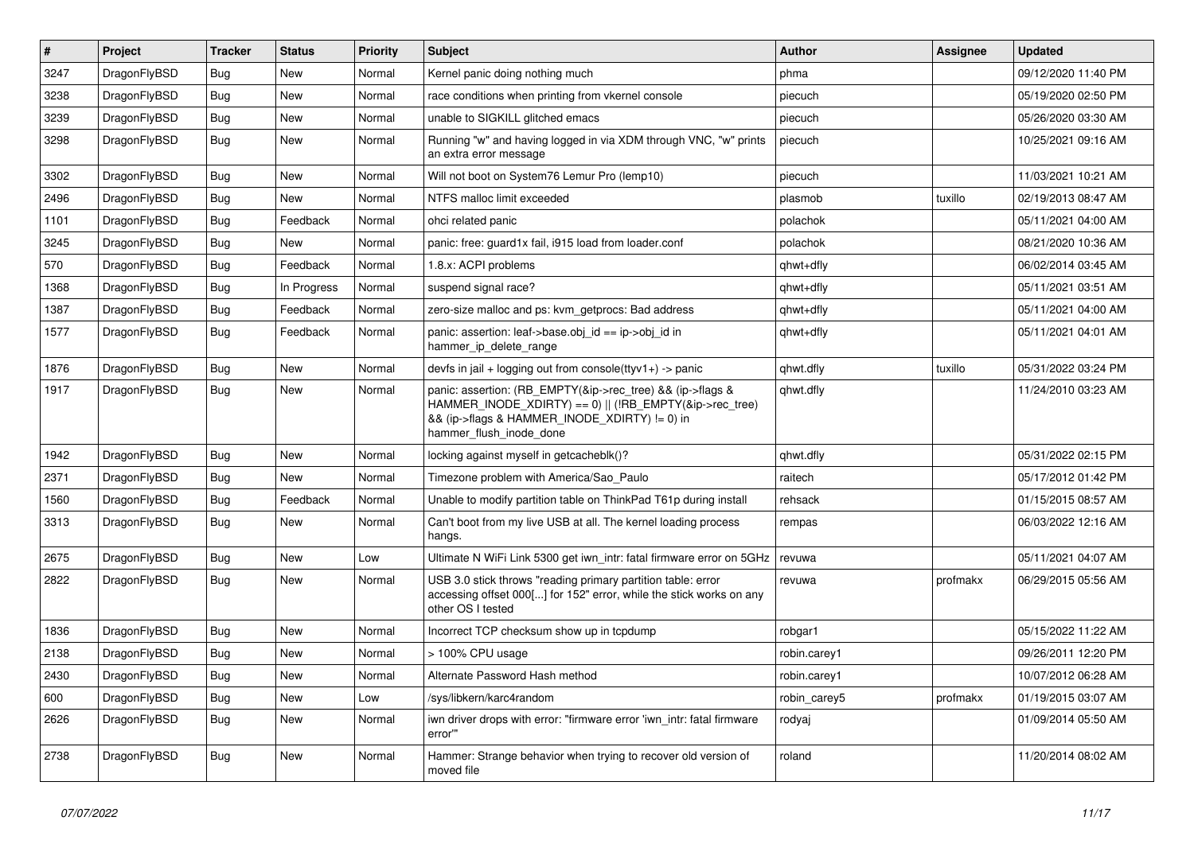| # | Project | Tracker | Status | Priority | Subject | Author | Assignee | Updated |
|---|---|---|---|---|---|---|---|---|
| 3247 | DragonFlyBSD | Bug | New | Normal | Kernel panic doing nothing much | phma | | 09/12/2020 11:40 PM |
| 3238 | DragonFlyBSD | Bug | New | Normal | race conditions when printing from vkernel console | piecuch | | 05/19/2020 02:50 PM |
| 3239 | DragonFlyBSD | Bug | New | Normal | unable to SIGKILL glitched emacs | piecuch | | 05/26/2020 03:30 AM |
| 3298 | DragonFlyBSD | Bug | New | Normal | Running "w" and having logged in via XDM through VNC, "w" prints an extra error message | piecuch | | 10/25/2021 09:16 AM |
| 3302 | DragonFlyBSD | Bug | New | Normal | Will not boot on System76 Lemur Pro (lemp10) | piecuch | | 11/03/2021 10:21 AM |
| 2496 | DragonFlyBSD | Bug | New | Normal | NTFS malloc limit exceeded | plasmob | tuxillo | 02/19/2013 08:47 AM |
| 1101 | DragonFlyBSD | Bug | Feedback | Normal | ohci related panic | polachok | | 05/11/2021 04:00 AM |
| 3245 | DragonFlyBSD | Bug | New | Normal | panic: free: guard1x fail, i915 load from loader.conf | polachok | | 08/21/2020 10:36 AM |
| 570 | DragonFlyBSD | Bug | Feedback | Normal | 1.8.x: ACPI problems | qhwt+dfly | | 06/02/2014 03:45 AM |
| 1368 | DragonFlyBSD | Bug | In Progress | Normal | suspend signal race? | qhwt+dfly | | 05/11/2021 03:51 AM |
| 1387 | DragonFlyBSD | Bug | Feedback | Normal | zero-size malloc and ps: kvm_getprocs: Bad address | qhwt+dfly | | 05/11/2021 04:00 AM |
| 1577 | DragonFlyBSD | Bug | Feedback | Normal | panic: assertion: leaf->base.obj_id == ip->obj_id in hammer_ip_delete_range | qhwt+dfly | | 05/11/2021 04:01 AM |
| 1876 | DragonFlyBSD | Bug | New | Normal | devfs in jail + logging out from console(ttyv1+) -> panic | qhwt.dfly | tuxillo | 05/31/2022 03:24 PM |
| 1917 | DragonFlyBSD | Bug | New | Normal | panic: assertion: (RB_EMPTY(&ip->rec_tree) && (ip->flags & HAMMER_INODE_XDIRTY) == 0) \|\| (!RB_EMPTY(&ip->rec_tree) && (ip->flags & HAMMER_INODE_XDIRTY) != 0) in hammer_flush_inode_done | qhwt.dfly | | 11/24/2010 03:23 AM |
| 1942 | DragonFlyBSD | Bug | New | Normal | locking against myself in getcacheblk()? | qhwt.dfly | | 05/31/2022 02:15 PM |
| 2371 | DragonFlyBSD | Bug | New | Normal | Timezone problem with America/Sao_Paulo | raitech | | 05/17/2012 01:42 PM |
| 1560 | DragonFlyBSD | Bug | Feedback | Normal | Unable to modify partition table on ThinkPad T61p during install | rehsack | | 01/15/2015 08:57 AM |
| 3313 | DragonFlyBSD | Bug | New | Normal | Can't boot from my live USB at all. The kernel loading process hangs. | rempas | | 06/03/2022 12:16 AM |
| 2675 | DragonFlyBSD | Bug | New | Low | Ultimate N WiFi Link 5300 get iwn_intr: fatal firmware error on 5GHz | revuwa | | 05/11/2021 04:07 AM |
| 2822 | DragonFlyBSD | Bug | New | Normal | USB 3.0 stick throws "reading primary partition table: error accessing offset 000[...] for 152" error, while the stick works on any other OS I tested | revuwa | profmakx | 06/29/2015 05:56 AM |
| 1836 | DragonFlyBSD | Bug | New | Normal | Incorrect TCP checksum show up in tcpdump | robgar1 | | 05/15/2022 11:22 AM |
| 2138 | DragonFlyBSD | Bug | New | Normal | > 100% CPU usage | robin.carey1 | | 09/26/2011 12:20 PM |
| 2430 | DragonFlyBSD | Bug | New | Normal | Alternate Password Hash method | robin.carey1 | | 10/07/2012 06:28 AM |
| 600 | DragonFlyBSD | Bug | New | Low | /sys/libkern/karc4random | robin_carey5 | profmakx | 01/19/2015 03:07 AM |
| 2626 | DragonFlyBSD | Bug | New | Normal | iwn driver drops with error: "firmware error 'iwn_intr: fatal firmware error'" | rodyaj | | 01/09/2014 05:50 AM |
| 2738 | DragonFlyBSD | Bug | New | Normal | Hammer: Strange behavior when trying to recover old version of moved file | roland | | 11/20/2014 08:02 AM |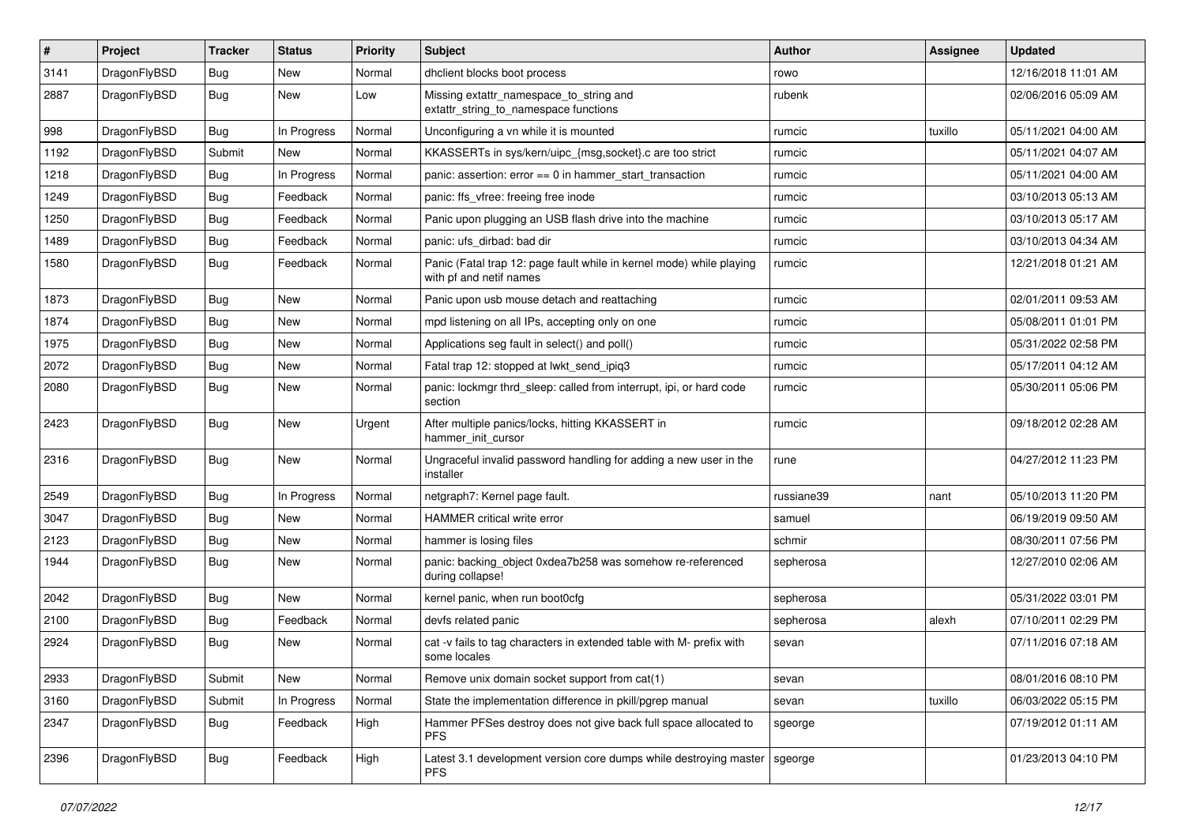| # | Project | Tracker | Status | Priority | Subject | Author | Assignee | Updated |
|---|---|---|---|---|---|---|---|---|
| 3141 | DragonFlyBSD | Bug | New | Normal | dhclient blocks boot process | rowo | | 12/16/2018 11:01 AM |
| 2887 | DragonFlyBSD | Bug | New | Low | Missing extattr_namespace_to_string and extattr_string_to_namespace functions | rubenk | | 02/06/2016 05:09 AM |
| 998 | DragonFlyBSD | Bug | In Progress | Normal | Unconfiguring a vn while it is mounted | rumcic | tuxillo | 05/11/2021 04:00 AM |
| 1192 | DragonFlyBSD | Submit | New | Normal | KKASSERTs in sys/kern/uipc_{msg,socket}.c are too strict | rumcic | | 05/11/2021 04:07 AM |
| 1218 | DragonFlyBSD | Bug | In Progress | Normal | panic: assertion: error == 0 in hammer_start_transaction | rumcic | | 05/11/2021 04:00 AM |
| 1249 | DragonFlyBSD | Bug | Feedback | Normal | panic: ffs_vfree: freeing free inode | rumcic | | 03/10/2013 05:13 AM |
| 1250 | DragonFlyBSD | Bug | Feedback | Normal | Panic upon plugging an USB flash drive into the machine | rumcic | | 03/10/2013 05:17 AM |
| 1489 | DragonFlyBSD | Bug | Feedback | Normal | panic: ufs_dirbad: bad dir | rumcic | | 03/10/2013 04:34 AM |
| 1580 | DragonFlyBSD | Bug | Feedback | Normal | Panic (Fatal trap 12: page fault while in kernel mode) while playing with pf and netif names | rumcic | | 12/21/2018 01:21 AM |
| 1873 | DragonFlyBSD | Bug | New | Normal | Panic upon usb mouse detach and reattaching | rumcic | | 02/01/2011 09:53 AM |
| 1874 | DragonFlyBSD | Bug | New | Normal | mpd listening on all IPs, accepting only on one | rumcic | | 05/08/2011 01:01 PM |
| 1975 | DragonFlyBSD | Bug | New | Normal | Applications seg fault in select() and poll() | rumcic | | 05/31/2022 02:58 PM |
| 2072 | DragonFlyBSD | Bug | New | Normal | Fatal trap 12: stopped at lwkt_send_ipiq3 | rumcic | | 05/17/2011 04:12 AM |
| 2080 | DragonFlyBSD | Bug | New | Normal | panic: lockmgr thrd_sleep: called from interrupt, ipi, or hard code section | rumcic | | 05/30/2011 05:06 PM |
| 2423 | DragonFlyBSD | Bug | New | Urgent | After multiple panics/locks, hitting KKASSERT in hammer_init_cursor | rumcic | | 09/18/2012 02:28 AM |
| 2316 | DragonFlyBSD | Bug | New | Normal | Ungraceful invalid password handling for adding a new user in the installer | rune | | 04/27/2012 11:23 PM |
| 2549 | DragonFlyBSD | Bug | In Progress | Normal | netgraph7: Kernel page fault. | russiane39 | nant | 05/10/2013 11:20 PM |
| 3047 | DragonFlyBSD | Bug | New | Normal | HAMMER critical write error | samuel | | 06/19/2019 09:50 AM |
| 2123 | DragonFlyBSD | Bug | New | Normal | hammer is losing files | schmir | | 08/30/2011 07:56 PM |
| 1944 | DragonFlyBSD | Bug | New | Normal | panic: backing_object 0xdea7b258 was somehow re-referenced during collapse! | sepherosa | | 12/27/2010 02:06 AM |
| 2042 | DragonFlyBSD | Bug | New | Normal | kernel panic, when run boot0cfg | sepherosa | | 05/31/2022 03:01 PM |
| 2100 | DragonFlyBSD | Bug | Feedback | Normal | devfs related panic | sepherosa | alexh | 07/10/2011 02:29 PM |
| 2924 | DragonFlyBSD | Bug | New | Normal | cat -v fails to tag characters in extended table with M- prefix with some locales | sevan | | 07/11/2016 07:18 AM |
| 2933 | DragonFlyBSD | Submit | New | Normal | Remove unix domain socket support from cat(1) | sevan | | 08/01/2016 08:10 PM |
| 3160 | DragonFlyBSD | Submit | In Progress | Normal | State the implementation difference in pkill/pgrep manual | sevan | tuxillo | 06/03/2022 05:15 PM |
| 2347 | DragonFlyBSD | Bug | Feedback | High | Hammer PFSes destroy does not give back full space allocated to PFS | sgeorge | | 07/19/2012 01:11 AM |
| 2396 | DragonFlyBSD | Bug | Feedback | High | Latest 3.1 development version core dumps while destroying master PFS | sgeorge | | 01/23/2013 04:10 PM |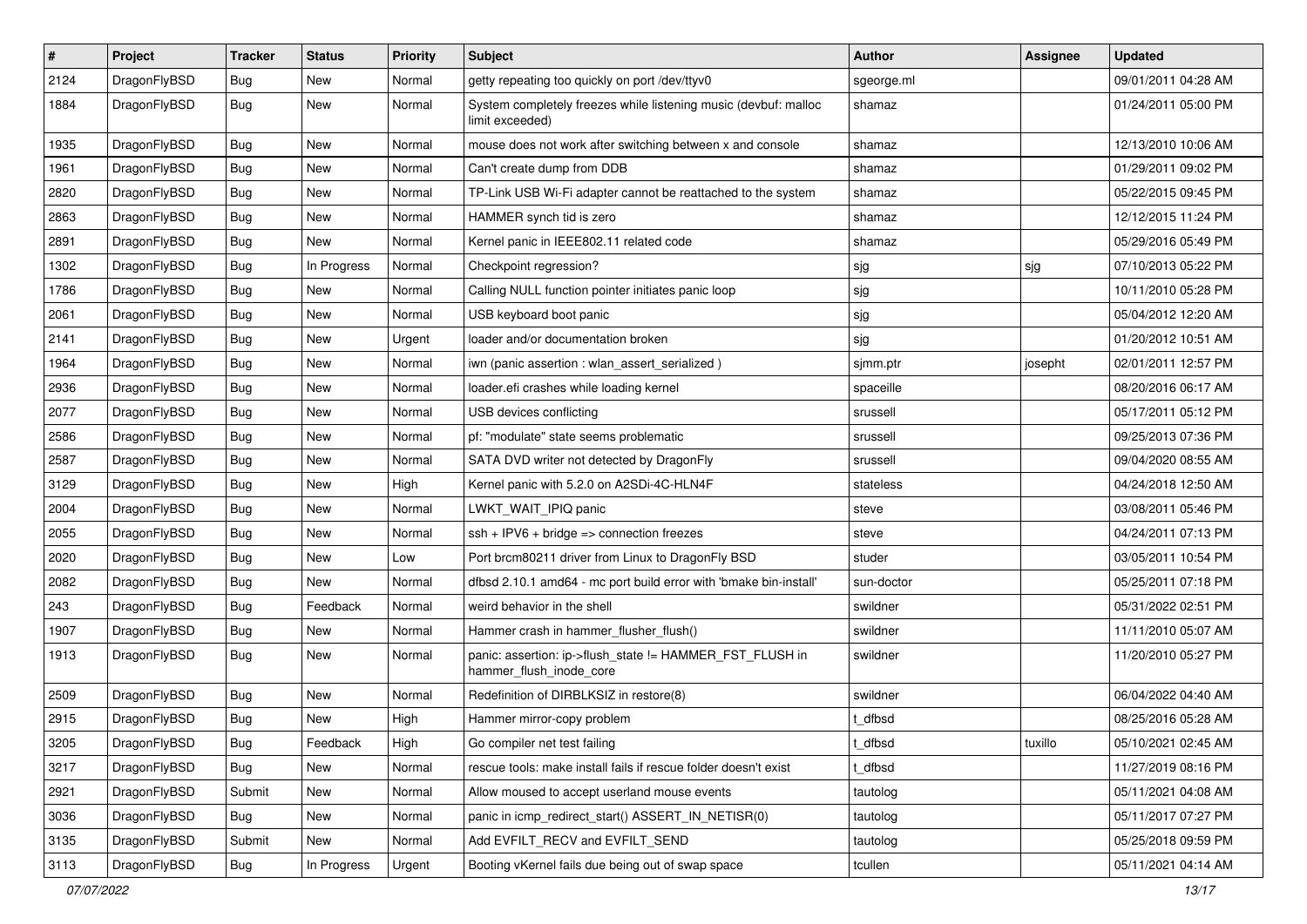| # | Project | Tracker | Status | Priority | Subject | Author | Assignee | Updated |
|---|---|---|---|---|---|---|---|---|
| 2124 | DragonFlyBSD | Bug | New | Normal | getty repeating too quickly on port /dev/ttyv0 | sgeorge.ml | | 09/01/2011 04:28 AM |
| 1884 | DragonFlyBSD | Bug | New | Normal | System completely freezes while listening music (devbuf: malloc limit exceeded) | shamaz | | 01/24/2011 05:00 PM |
| 1935 | DragonFlyBSD | Bug | New | Normal | mouse does not work after switching between x and console | shamaz | | 12/13/2010 10:06 AM |
| 1961 | DragonFlyBSD | Bug | New | Normal | Can't create dump from DDB | shamaz | | 01/29/2011 09:02 PM |
| 2820 | DragonFlyBSD | Bug | New | Normal | TP-Link USB Wi-Fi adapter cannot be reattached to the system | shamaz | | 05/22/2015 09:45 PM |
| 2863 | DragonFlyBSD | Bug | New | Normal | HAMMER synch tid is zero | shamaz | | 12/12/2015 11:24 PM |
| 2891 | DragonFlyBSD | Bug | New | Normal | Kernel panic in IEEE802.11 related code | shamaz | | 05/29/2016 05:49 PM |
| 1302 | DragonFlyBSD | Bug | In Progress | Normal | Checkpoint regression? | sjg | sjg | 07/10/2013 05:22 PM |
| 1786 | DragonFlyBSD | Bug | New | Normal | Calling NULL function pointer initiates panic loop | sjg | | 10/11/2010 05:28 PM |
| 2061 | DragonFlyBSD | Bug | New | Normal | USB keyboard boot panic | sjg | | 05/04/2012 12:20 AM |
| 2141 | DragonFlyBSD | Bug | New | Urgent | loader and/or documentation broken | sjg | | 01/20/2012 10:51 AM |
| 1964 | DragonFlyBSD | Bug | New | Normal | iwn (panic assertion : wlan_assert_serialized ) | sjmm.ptr | josepht | 02/01/2011 12:57 PM |
| 2936 | DragonFlyBSD | Bug | New | Normal | loader.efi crashes while loading kernel | spaceille | | 08/20/2016 06:17 AM |
| 2077 | DragonFlyBSD | Bug | New | Normal | USB devices conflicting | srussell | | 05/17/2011 05:12 PM |
| 2586 | DragonFlyBSD | Bug | New | Normal | pf: "modulate" state seems problematic | srussell | | 09/25/2013 07:36 PM |
| 2587 | DragonFlyBSD | Bug | New | Normal | SATA DVD writer not detected by DragonFly | srussell | | 09/04/2020 08:55 AM |
| 3129 | DragonFlyBSD | Bug | New | High | Kernel panic with 5.2.0 on A2SDi-4C-HLN4F | stateless | | 04/24/2018 12:50 AM |
| 2004 | DragonFlyBSD | Bug | New | Normal | LWKT_WAIT_IPIQ panic | steve | | 03/08/2011 05:46 PM |
| 2055 | DragonFlyBSD | Bug | New | Normal | ssh + IPV6 + bridge => connection freezes | steve | | 04/24/2011 07:13 PM |
| 2020 | DragonFlyBSD | Bug | New | Low | Port brcm80211 driver from Linux to DragonFly BSD | studer | | 03/05/2011 10:54 PM |
| 2082 | DragonFlyBSD | Bug | New | Normal | dfbsd 2.10.1 amd64 - mc port build error with 'bmake bin-install' | sun-doctor | | 05/25/2011 07:18 PM |
| 243 | DragonFlyBSD | Bug | Feedback | Normal | weird behavior in the shell | swildner | | 05/31/2022 02:51 PM |
| 1907 | DragonFlyBSD | Bug | New | Normal | Hammer crash in hammer_flusher_flush() | swildner | | 11/11/2010 05:07 AM |
| 1913 | DragonFlyBSD | Bug | New | Normal | panic: assertion: ip->flush_state != HAMMER_FST_FLUSH in hammer_flush_inode_core | swildner | | 11/20/2010 05:27 PM |
| 2509 | DragonFlyBSD | Bug | New | Normal | Redefinition of DIRBLKSIZ in restore(8) | swildner | | 06/04/2022 04:40 AM |
| 2915 | DragonFlyBSD | Bug | New | High | Hammer mirror-copy problem | t_dfbsd | | 08/25/2016 05:28 AM |
| 3205 | DragonFlyBSD | Bug | Feedback | High | Go compiler net test failing | t_dfbsd | tuxillo | 05/10/2021 02:45 AM |
| 3217 | DragonFlyBSD | Bug | New | Normal | rescue tools: make install fails if rescue folder doesn't exist | t_dfbsd | | 11/27/2019 08:16 PM |
| 2921 | DragonFlyBSD | Submit | New | Normal | Allow moused to accept userland mouse events | tautolog | | 05/11/2021 04:08 AM |
| 3036 | DragonFlyBSD | Bug | New | Normal | panic in icmp_redirect_start() ASSERT_IN_NETISR(0) | tautolog | | 05/11/2017 07:27 PM |
| 3135 | DragonFlyBSD | Submit | New | Normal | Add EVFILT_RECV and EVFILT_SEND | tautolog | | 05/25/2018 09:59 PM |
| 3113 | DragonFlyBSD | Bug | In Progress | Urgent | Booting vKernel fails due being out of swap space | tcullen | | 05/11/2021 04:14 AM |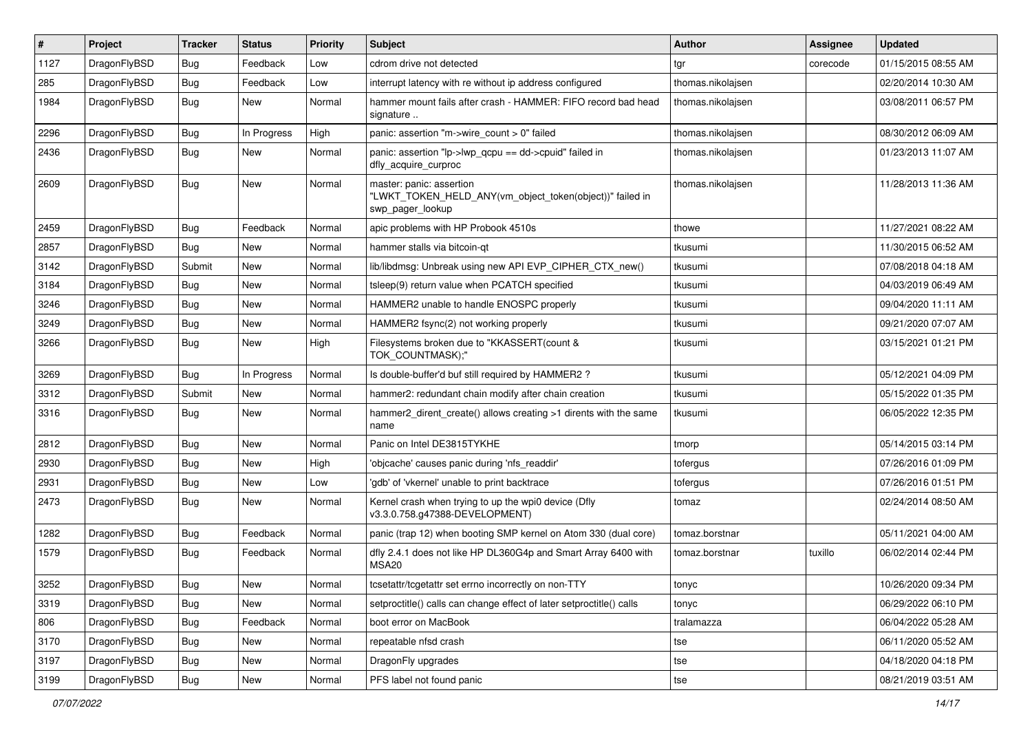| # | Project | Tracker | Status | Priority | Subject | Author | Assignee | Updated |
|---|---|---|---|---|---|---|---|---|
| 1127 | DragonFlyBSD | Bug | Feedback | Low | cdrom drive not detected | tgr | corecode | 01/15/2015 08:55 AM |
| 285 | DragonFlyBSD | Bug | Feedback | Low | interrupt latency with re without ip address configured | thomas.nikolajsen | | 02/20/2014 10:30 AM |
| 1984 | DragonFlyBSD | Bug | New | Normal | hammer mount fails after crash - HAMMER: FIFO record bad head signature .. | thomas.nikolajsen | | 03/08/2011 06:57 PM |
| 2296 | DragonFlyBSD | Bug | In Progress | High | panic: assertion "m->wire_count > 0" failed | thomas.nikolajsen | | 08/30/2012 06:09 AM |
| 2436 | DragonFlyBSD | Bug | New | Normal | panic: assertion "lp->lwp_qcpu == dd->cpuid" failed in dfly_acquire_curproc | thomas.nikolajsen | | 01/23/2013 11:07 AM |
| 2609 | DragonFlyBSD | Bug | New | Normal | master: panic: assertion "LWKT_TOKEN_HELD_ANY(vm_object_token(object))" failed in swp_pager_lookup | thomas.nikolajsen | | 11/28/2013 11:36 AM |
| 2459 | DragonFlyBSD | Bug | Feedback | Normal | apic problems with HP Probook 4510s | thowe | | 11/27/2021 08:22 AM |
| 2857 | DragonFlyBSD | Bug | New | Normal | hammer stalls via bitcoin-qt | tkusumi | | 11/30/2015 06:52 AM |
| 3142 | DragonFlyBSD | Submit | New | Normal | lib/libdmsg: Unbreak using new API EVP_CIPHER_CTX_new() | tkusumi | | 07/08/2018 04:18 AM |
| 3184 | DragonFlyBSD | Bug | New | Normal | tsleep(9) return value when PCATCH specified | tkusumi | | 04/03/2019 06:49 AM |
| 3246 | DragonFlyBSD | Bug | New | Normal | HAMMER2 unable to handle ENOSPC properly | tkusumi | | 09/04/2020 11:11 AM |
| 3249 | DragonFlyBSD | Bug | New | Normal | HAMMER2 fsync(2) not working properly | tkusumi | | 09/21/2020 07:07 AM |
| 3266 | DragonFlyBSD | Bug | New | High | Filesystems broken due to "KKASSERT(count & TOK_COUNTMASK);" | tkusumi | | 03/15/2021 01:21 PM |
| 3269 | DragonFlyBSD | Bug | In Progress | Normal | Is double-buffer'd buf still required by HAMMER2 ? | tkusumi | | 05/12/2021 04:09 PM |
| 3312 | DragonFlyBSD | Submit | New | Normal | hammer2: redundant chain modify after chain creation | tkusumi | | 05/15/2022 01:35 PM |
| 3316 | DragonFlyBSD | Bug | New | Normal | hammer2_dirent_create() allows creating >1 dirents with the same name | tkusumi | | 06/05/2022 12:35 PM |
| 2812 | DragonFlyBSD | Bug | New | Normal | Panic on Intel DE3815TYKHE | tmorp | | 05/14/2015 03:14 PM |
| 2930 | DragonFlyBSD | Bug | New | High | 'objcache' causes panic during 'nfs_readdir' | tofergus | | 07/26/2016 01:09 PM |
| 2931 | DragonFlyBSD | Bug | New | Low | 'gdb' of 'vkernel' unable to print backtrace | tofergus | | 07/26/2016 01:51 PM |
| 2473 | DragonFlyBSD | Bug | New | Normal | Kernel crash when trying to up the wpi0 device (Dfly v3.3.0.758.g47388-DEVELOPMENT) | tomaz | | 02/24/2014 08:50 AM |
| 1282 | DragonFlyBSD | Bug | Feedback | Normal | panic (trap 12) when booting SMP kernel on Atom 330 (dual core) | tomaz.borstnar | | 05/11/2021 04:00 AM |
| 1579 | DragonFlyBSD | Bug | Feedback | Normal | dfly 2.4.1 does not like HP DL360G4p and Smart Array 6400 with MSA20 | tomaz.borstnar | tuxillo | 06/02/2014 02:44 PM |
| 3252 | DragonFlyBSD | Bug | New | Normal | tcsetattr/tcgetattr set errno incorrectly on non-TTY | tonyc | | 10/26/2020 09:34 PM |
| 3319 | DragonFlyBSD | Bug | New | Normal | setproctitle() calls can change effect of later setproctitle() calls | tonyc | | 06/29/2022 06:10 PM |
| 806 | DragonFlyBSD | Bug | Feedback | Normal | boot error on MacBook | tralamazza | | 06/04/2022 05:28 AM |
| 3170 | DragonFlyBSD | Bug | New | Normal | repeatable nfsd crash | tse | | 06/11/2020 05:52 AM |
| 3197 | DragonFlyBSD | Bug | New | Normal | DragonFly upgrades | tse | | 04/18/2020 04:18 PM |
| 3199 | DragonFlyBSD | Bug | New | Normal | PFS label not found panic | tse | | 08/21/2019 03:51 AM |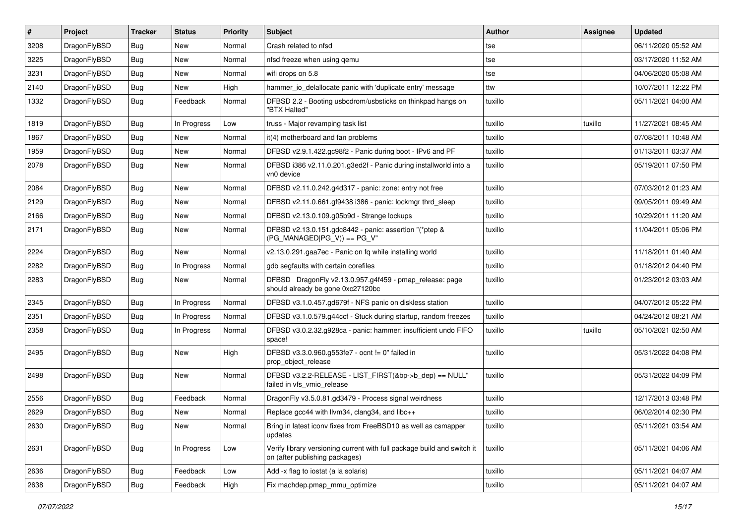| # | Project | Tracker | Status | Priority | Subject | Author | Assignee | Updated |
|---|---|---|---|---|---|---|---|---|
| 3208 | DragonFlyBSD | Bug | New | Normal | Crash related to nfsd | tse | | 06/11/2020 05:52 AM |
| 3225 | DragonFlyBSD | Bug | New | Normal | nfsd freeze when using qemu | tse | | 03/17/2020 11:52 AM |
| 3231 | DragonFlyBSD | Bug | New | Normal | wifi drops on 5.8 | tse | | 04/06/2020 05:08 AM |
| 2140 | DragonFlyBSD | Bug | New | High | hammer_io_delallocate panic with 'duplicate entry' message | ttw | | 10/07/2011 12:22 PM |
| 1332 | DragonFlyBSD | Bug | Feedback | Normal | DFBSD 2.2 - Booting usbcdrom/usbsticks on thinkpad hangs on "BTX Halted" | tuxillo | | 05/11/2021 04:00 AM |
| 1819 | DragonFlyBSD | Bug | In Progress | Low | truss - Major revamping task list | tuxillo | tuxillo | 11/27/2021 08:45 AM |
| 1867 | DragonFlyBSD | Bug | New | Normal | it(4) motherboard and fan problems | tuxillo | | 07/08/2011 10:48 AM |
| 1959 | DragonFlyBSD | Bug | New | Normal | DFBSD v2.9.1.422.gc98f2 - Panic during boot - IPv6 and PF | tuxillo | | 01/13/2011 03:37 AM |
| 2078 | DragonFlyBSD | Bug | New | Normal | DFBSD i386 v2.11.0.201.g3ed2f - Panic during installworld into a vn0 device | tuxillo | | 05/19/2011 07:50 PM |
| 2084 | DragonFlyBSD | Bug | New | Normal | DFBSD v2.11.0.242.g4d317 - panic: zone: entry not free | tuxillo | | 07/03/2012 01:23 AM |
| 2129 | DragonFlyBSD | Bug | New | Normal | DFBSD v2.11.0.661.gf9438 i386 - panic: lockmgr thrd_sleep | tuxillo | | 09/05/2011 09:49 AM |
| 2166 | DragonFlyBSD | Bug | New | Normal | DFBSD v2.13.0.109.g05b9d - Strange lockups | tuxillo | | 10/29/2011 11:20 AM |
| 2171 | DragonFlyBSD | Bug | New | Normal | DFBSD v2.13.0.151.gdc8442 - panic: assertion "(*ptep & (PG_MANAGED\|PG_V)) == PG_V" | tuxillo | | 11/04/2011 05:06 PM |
| 2224 | DragonFlyBSD | Bug | New | Normal | v2.13.0.291.gaa7ec - Panic on fq while installing world | tuxillo | | 11/18/2011 01:40 AM |
| 2282 | DragonFlyBSD | Bug | In Progress | Normal | gdb segfaults with certain corefiles | tuxillo | | 01/18/2012 04:40 PM |
| 2283 | DragonFlyBSD | Bug | New | Normal | DFBSD DragonFly v2.13.0.957.g4f459 - pmap_release: page should already be gone 0xc27120bc | tuxillo | | 01/23/2012 03:03 AM |
| 2345 | DragonFlyBSD | Bug | In Progress | Normal | DFBSD v3.1.0.457.gd679f - NFS panic on diskless station | tuxillo | | 04/07/2012 05:22 PM |
| 2351 | DragonFlyBSD | Bug | In Progress | Normal | DFBSD v3.1.0.579.g44ccf - Stuck during startup, random freezes | tuxillo | | 04/24/2012 08:21 AM |
| 2358 | DragonFlyBSD | Bug | In Progress | Normal | DFBSD v3.0.2.32.g928ca - panic: hammer: insufficient undo FIFO space! | tuxillo | tuxillo | 05/10/2021 02:50 AM |
| 2495 | DragonFlyBSD | Bug | New | High | DFBSD v3.3.0.960.g553fe7 - ocnt != 0" failed in prop_object_release | tuxillo | | 05/31/2022 04:08 PM |
| 2498 | DragonFlyBSD | Bug | New | Normal | DFBSD v3.2.2-RELEASE - LIST_FIRST(&bp->b_dep) == NULL" failed in vfs_vmio_release | tuxillo | | 05/31/2022 04:09 PM |
| 2556 | DragonFlyBSD | Bug | Feedback | Normal | DragonFly v3.5.0.81.gd3479 - Process signal weirdness | tuxillo | | 12/17/2013 03:48 PM |
| 2629 | DragonFlyBSD | Bug | New | Normal | Replace gcc44 with llvm34, clang34, and libc++ | tuxillo | | 06/02/2014 02:30 PM |
| 2630 | DragonFlyBSD | Bug | New | Normal | Bring in latest iconv fixes from FreeBSD10 as well as csmapper updates | tuxillo | | 05/11/2021 03:54 AM |
| 2631 | DragonFlyBSD | Bug | In Progress | Low | Verify library versioning current with full package build and switch it on (after publishing packages) | tuxillo | | 05/11/2021 04:06 AM |
| 2636 | DragonFlyBSD | Bug | Feedback | Low | Add -x flag to iostat (a la solaris) | tuxillo | | 05/11/2021 04:07 AM |
| 2638 | DragonFlyBSD | Bug | Feedback | High | Fix machdep.pmap_mmu_optimize | tuxillo | | 05/11/2021 04:07 AM |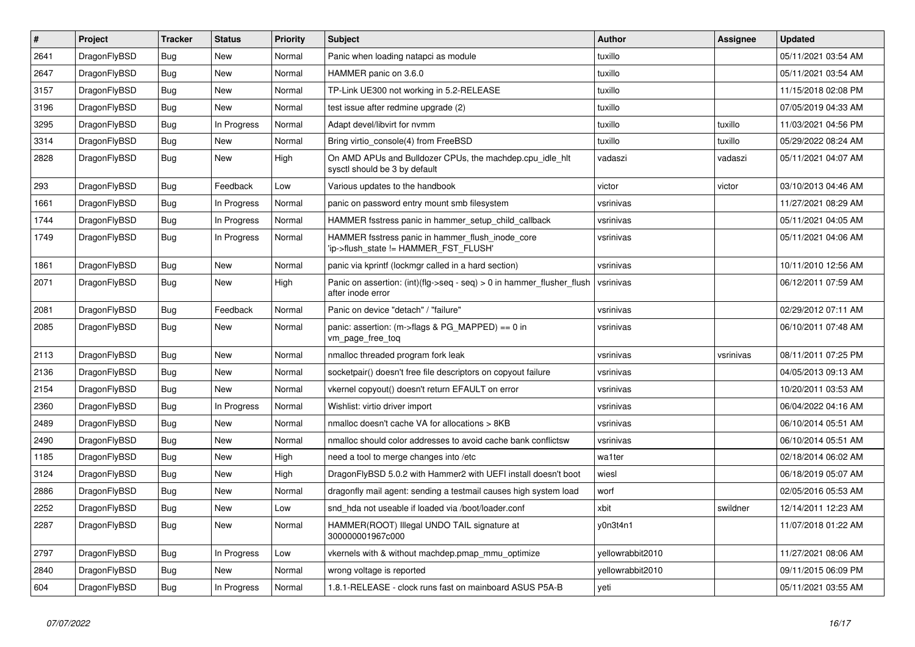| # | Project | Tracker | Status | Priority | Subject | Author | Assignee | Updated |
|---|---|---|---|---|---|---|---|---|
| 2641 | DragonFlyBSD | Bug | New | Normal | Panic when loading natapci as module | tuxillo | | 05/11/2021 03:54 AM |
| 2647 | DragonFlyBSD | Bug | New | Normal | HAMMER panic on 3.6.0 | tuxillo | | 05/11/2021 03:54 AM |
| 3157 | DragonFlyBSD | Bug | New | Normal | TP-Link UE300 not working in 5.2-RELEASE | tuxillo | | 11/15/2018 02:08 PM |
| 3196 | DragonFlyBSD | Bug | New | Normal | test issue after redmine upgrade (2) | tuxillo | | 07/05/2019 04:33 AM |
| 3295 | DragonFlyBSD | Bug | In Progress | Normal | Adapt devel/libvirt for nvmm | tuxillo | tuxillo | 11/03/2021 04:56 PM |
| 3314 | DragonFlyBSD | Bug | New | Normal | Bring virtio_console(4) from FreeBSD | tuxillo | tuxillo | 05/29/2022 08:24 AM |
| 2828 | DragonFlyBSD | Bug | New | High | On AMD APUs and Bulldozer CPUs, the machdep.cpu_idle_hlt sysctl should be 3 by default | vadaszi | vadaszi | 05/11/2021 04:07 AM |
| 293 | DragonFlyBSD | Bug | Feedback | Low | Various updates to the handbook | victor | victor | 03/10/2013 04:46 AM |
| 1661 | DragonFlyBSD | Bug | In Progress | Normal | panic on password entry mount smb filesystem | vsrinivas | | 11/27/2021 08:29 AM |
| 1744 | DragonFlyBSD | Bug | In Progress | Normal | HAMMER fsstress panic in hammer_setup_child_callback | vsrinivas | | 05/11/2021 04:05 AM |
| 1749 | DragonFlyBSD | Bug | In Progress | Normal | HAMMER fsstress panic in hammer_flush_inode_core 'ip->flush_state != HAMMER_FST_FLUSH' | vsrinivas | | 05/11/2021 04:06 AM |
| 1861 | DragonFlyBSD | Bug | New | Normal | panic via kprintf (lockmgr called in a hard section) | vsrinivas | | 10/11/2010 12:56 AM |
| 2071 | DragonFlyBSD | Bug | New | High | Panic on assertion: (int)(flg->seq - seq) > 0 in hammer_flusher_flush after inode error | vsrinivas | | 06/12/2011 07:59 AM |
| 2081 | DragonFlyBSD | Bug | Feedback | Normal | Panic on device "detach" / "failure" | vsrinivas | | 02/29/2012 07:11 AM |
| 2085 | DragonFlyBSD | Bug | New | Normal | panic: assertion: (m->flags & PG_MAPPED) == 0 in vm_page_free_toq | vsrinivas | | 06/10/2011 07:48 AM |
| 2113 | DragonFlyBSD | Bug | New | Normal | nmalloc threaded program fork leak | vsrinivas | vsrinivas | 08/11/2011 07:25 PM |
| 2136 | DragonFlyBSD | Bug | New | Normal | socketpair() doesn't free file descriptors on copyout failure | vsrinivas | | 04/05/2013 09:13 AM |
| 2154 | DragonFlyBSD | Bug | New | Normal | vkernel copyout() doesn't return EFAULT on error | vsrinivas | | 10/20/2011 03:53 AM |
| 2360 | DragonFlyBSD | Bug | In Progress | Normal | Wishlist: virtio driver import | vsrinivas | | 06/04/2022 04:16 AM |
| 2489 | DragonFlyBSD | Bug | New | Normal | nmalloc doesn't cache VA for allocations > 8KB | vsrinivas | | 06/10/2014 05:51 AM |
| 2490 | DragonFlyBSD | Bug | New | Normal | nmalloc should color addresses to avoid cache bank conflictsw | vsrinivas | | 06/10/2014 05:51 AM |
| 1185 | DragonFlyBSD | Bug | New | High | need a tool to merge changes into /etc | wa1ter | | 02/18/2014 06:02 AM |
| 3124 | DragonFlyBSD | Bug | New | High | DragonFlyBSD 5.0.2 with Hammer2 with UEFI install doesn't boot | wiesl | | 06/18/2019 05:07 AM |
| 2886 | DragonFlyBSD | Bug | New | Normal | dragonfly mail agent: sending a testmail causes high system load | worf | | 02/05/2016 05:53 AM |
| 2252 | DragonFlyBSD | Bug | New | Low | snd_hda not useable if loaded via /boot/loader.conf | xbit | swildner | 12/14/2011 12:23 AM |
| 2287 | DragonFlyBSD | Bug | New | Normal | HAMMER(ROOT) Illegal UNDO TAIL signature at 300000001967c000 | y0n3t4n1 | | 11/07/2018 01:22 AM |
| 2797 | DragonFlyBSD | Bug | In Progress | Low | vkernels with & without machdep.pmap_mmu_optimize | yellowrabbit2010 | | 11/27/2021 08:06 AM |
| 2840 | DragonFlyBSD | Bug | New | Normal | wrong voltage is reported | yellowrabbit2010 | | 09/11/2015 06:09 PM |
| 604 | DragonFlyBSD | Bug | In Progress | Normal | 1.8.1-RELEASE - clock runs fast on mainboard ASUS P5A-B | yeti | | 05/11/2021 03:55 AM |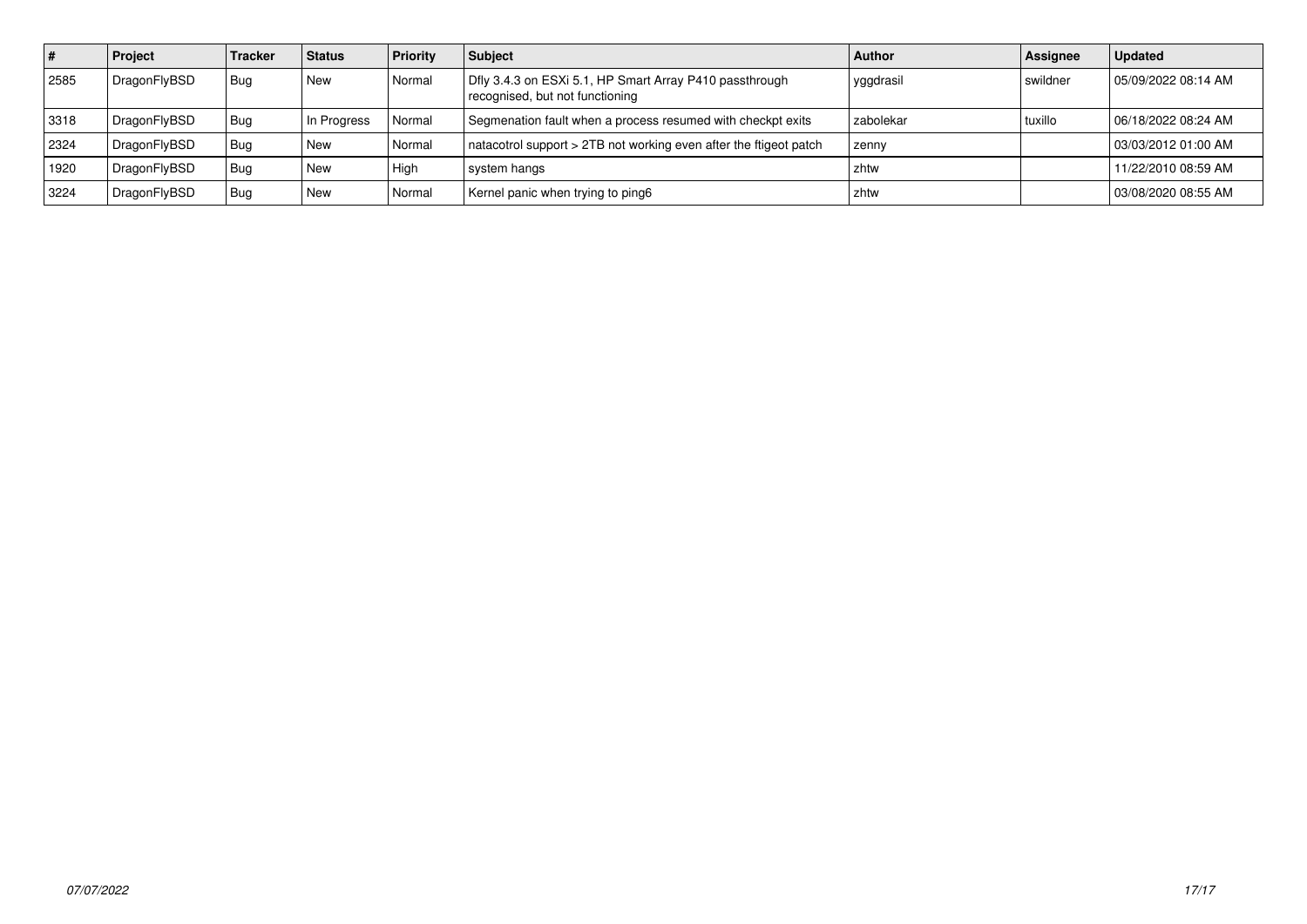| # | Project | Tracker | Status | Priority | Subject | Author | Assignee | Updated |
|---|---|---|---|---|---|---|---|---|
| 2585 | DragonFlyBSD | Bug | New | Normal | Dfly 3.4.3 on ESXi 5.1, HP Smart Array P410 passthrough recognised, but not functioning | yggdrasil | swildner | 05/09/2022 08:14 AM |
| 3318 | DragonFlyBSD | Bug | In Progress | Normal | Segmenation fault when a process resumed with checkpt exits | zabolekar | tuxillo | 06/18/2022 08:24 AM |
| 2324 | DragonFlyBSD | Bug | New | Normal | natacotrol support > 2TB not working even after the ftigeot patch | zenny | | 03/03/2012 01:00 AM |
| 1920 | DragonFlyBSD | Bug | New | High | system hangs | zhtw | | 11/22/2010 08:59 AM |
| 3224 | DragonFlyBSD | Bug | New | Normal | Kernel panic when trying to ping6 | zhtw | | 03/08/2020 08:55 AM |

*07/07/2022*